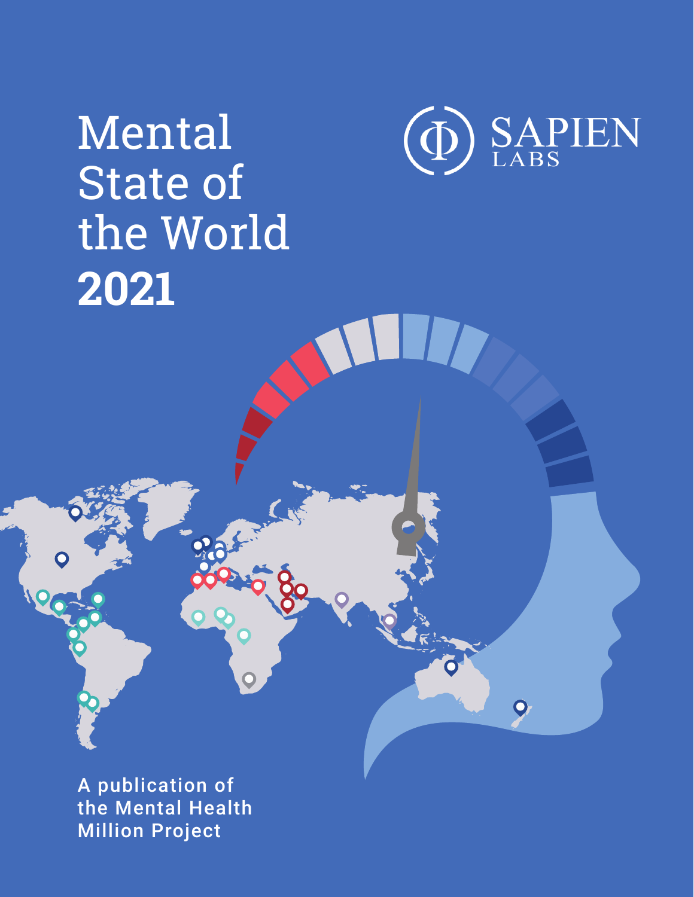# Mental State of the World **2021**

SAPIEN LABS

A publication of the Mental Health Million Project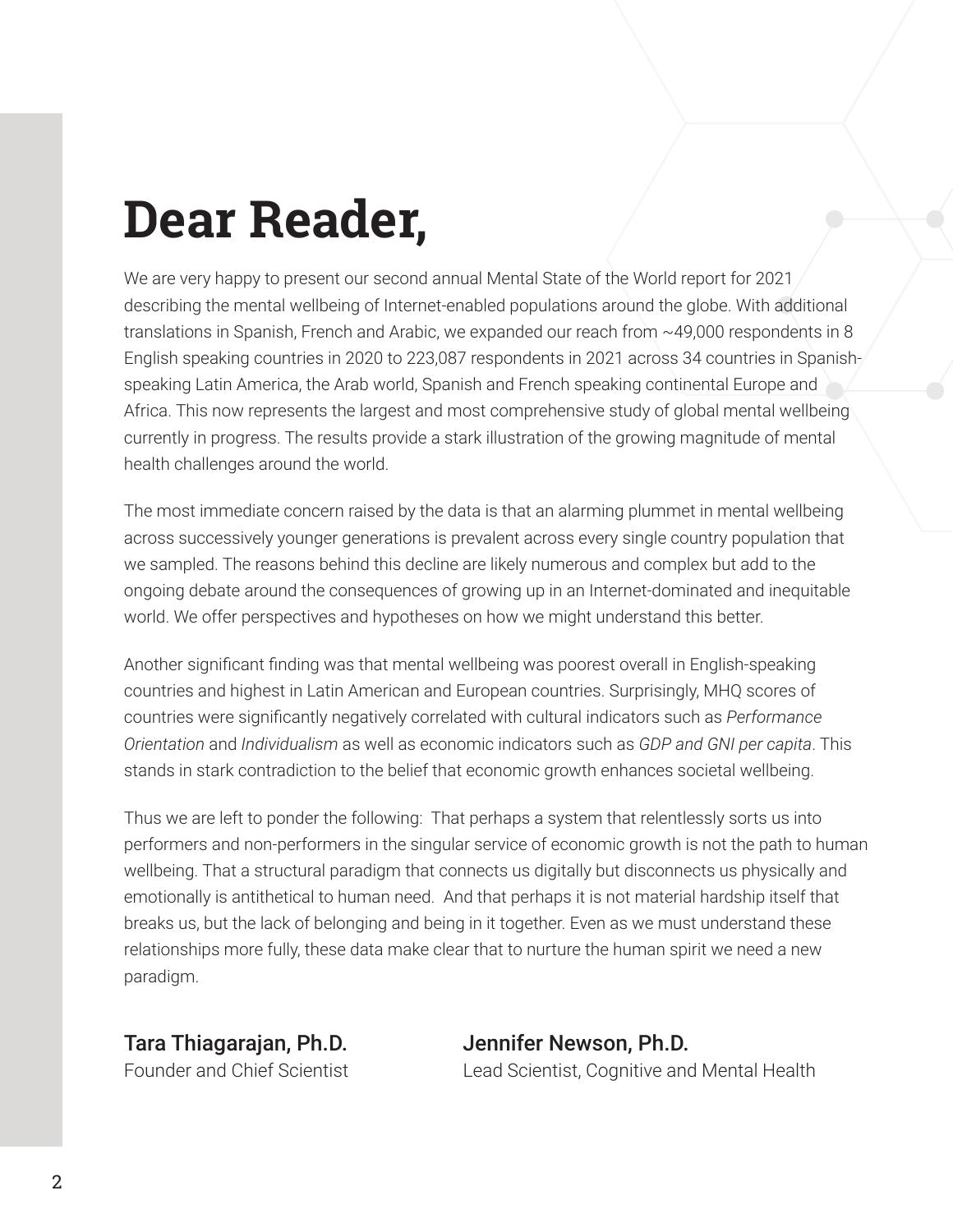# Dear Reader,

We are very happy to present our second annual Mental State of the World report for 2021 describing the mental wellbeing of Internet-enabled populations around the globe. With additional translations in Spanish, French and Arabic, we expanded our reach from ~49,000 respondents in 8 English speaking countries in 2020 to 223,087 respondents in 2021 across 34 countries in Spanish-speaking Latin America, the Arab world, Spanish and French speaking continental Europe and Africa. This now represents the largest and most comprehensive study of global mental wellbeing currently in progress. The results provide a stark illustration of the growing magnitude of mental health challenges around the world.

The most immediate concern raised by the data is that an alarming plummet in mental wellbeing across successively younger generations is prevalent across every single country population that we sampled. The reasons behind this decline are likely numerous and complex but add to the ongoing debate around the consequences of growing up in an Internet-dominated and inequitable world. We offer perspectives and hypotheses on how we might understand this better.

Another significant finding was that mental wellbeing was poorest overall in English-speaking countries and highest in Latin American and European countries. Surprisingly, MHQ scores of countries were significantly negatively correlated with cultural indicators such as *Performance Orientation* and *Individualism* as well as economic indicators such as *GDP and GNI per capita*. This stands in stark contradiction to the belief that economic growth enhances societal wellbeing.

Thus we are left to ponder the following: That perhaps a system that relentlessly sorts us into performers and non-performers in the singular service of economic growth is not the path to human wellbeing. That a structural paradigm that connects us digitally but disconnects us physically and emotionally is antithetical to human need. And that perhaps it is not material hardship itself that breaks us, but the lack of belonging and being in it together. Even as we must understand these relationships more fully, these data make clear that to nurture the human spirit we need a new paradigm.

**Tara Thiagarajan, Ph.D.**
Founder and Chief Scientist

**Jennifer Newson, Ph.D.**
Lead Scientist, Cognitive and Mental Health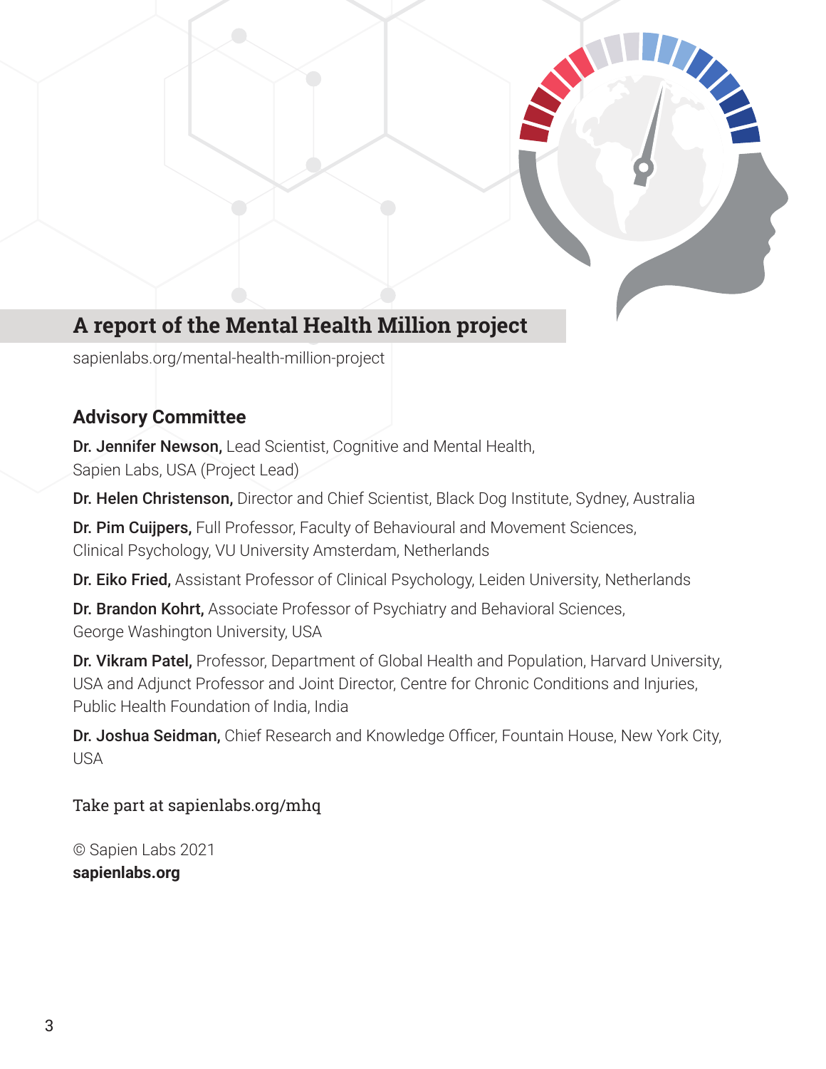## A report of the Mental Health Million project

sapienlabs.org/mental-health-million-project

### Advisory Committee

**Dr. Jennifer Newson,** Lead Scientist, Cognitive and Mental Health, Sapien Labs, USA (Project Lead)

**Dr. Helen Christenson,** Director and Chief Scientist, Black Dog Institute, Sydney, Australia

**Dr. Pim Cuijpers,** Full Professor, Faculty of Behavioural and Movement Sciences, Clinical Psychology, VU University Amsterdam, Netherlands

**Dr. Eiko Fried,** Assistant Professor of Clinical Psychology, Leiden University, Netherlands

**Dr. Brandon Kohrt,** Associate Professor of Psychiatry and Behavioral Sciences, George Washington University, USA

**Dr. Vikram Patel,** Professor, Department of Global Health and Population, Harvard University, USA and Adjunct Professor and Joint Director, Centre for Chronic Conditions and Injuries, Public Health Foundation of India, India

**Dr. Joshua Seidman,** Chief Research and Knowledge Officer, Fountain House, New York City, USA

Take part at sapienlabs.org/mhq

© Sapien Labs 2021
**sapienlabs.org**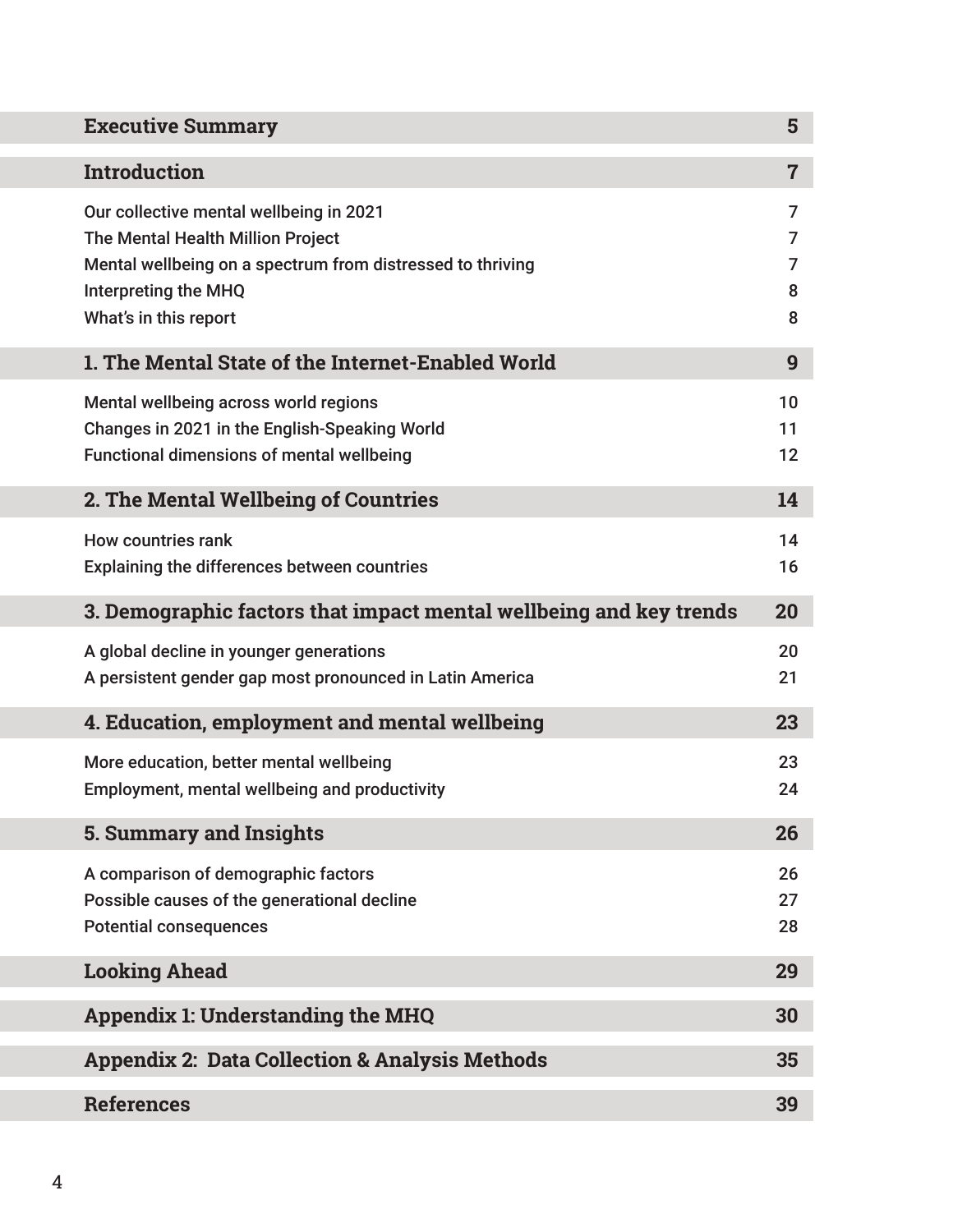| | |
|---|---|
| **Executive Summary** | **5** |
| **Introduction** | **7** |
| Our collective mental wellbeing in 2021 | 7 |
| The Mental Health Million Project | 7 |
| Mental wellbeing on a spectrum from distressed to thriving | 7 |
| Interpreting the MHQ | 8 |
| What's in this report | 8 |
| **1. The Mental State of the Internet-Enabled World** | **9** |
| Mental wellbeing across world regions | 10 |
| Changes in 2021 in the English-Speaking World | 11 |
| Functional dimensions of mental wellbeing | 12 |
| **2. The Mental Wellbeing of Countries** | **14** |
| How countries rank | 14 |
| Explaining the differences between countries | 16 |
| **3. Demographic factors that impact mental wellbeing and key trends** | **20** |
| A global decline in younger generations | 20 |
| A persistent gender gap most pronounced in Latin America | 21 |
| **4. Education, employment and mental wellbeing** | **23** |
| More education, better mental wellbeing | 23 |
| Employment, mental wellbeing and productivity | 24 |
| **5. Summary and Insights** | **26** |
| A comparison of demographic factors | 26 |
| Possible causes of the generational decline | 27 |
| Potential consequences | 28 |
| **Looking Ahead** | **29** |
| **Appendix 1: Understanding the MHQ** | **30** |
| **Appendix 2: Data Collection & Analysis Methods** | **35** |
| **References** | **39** |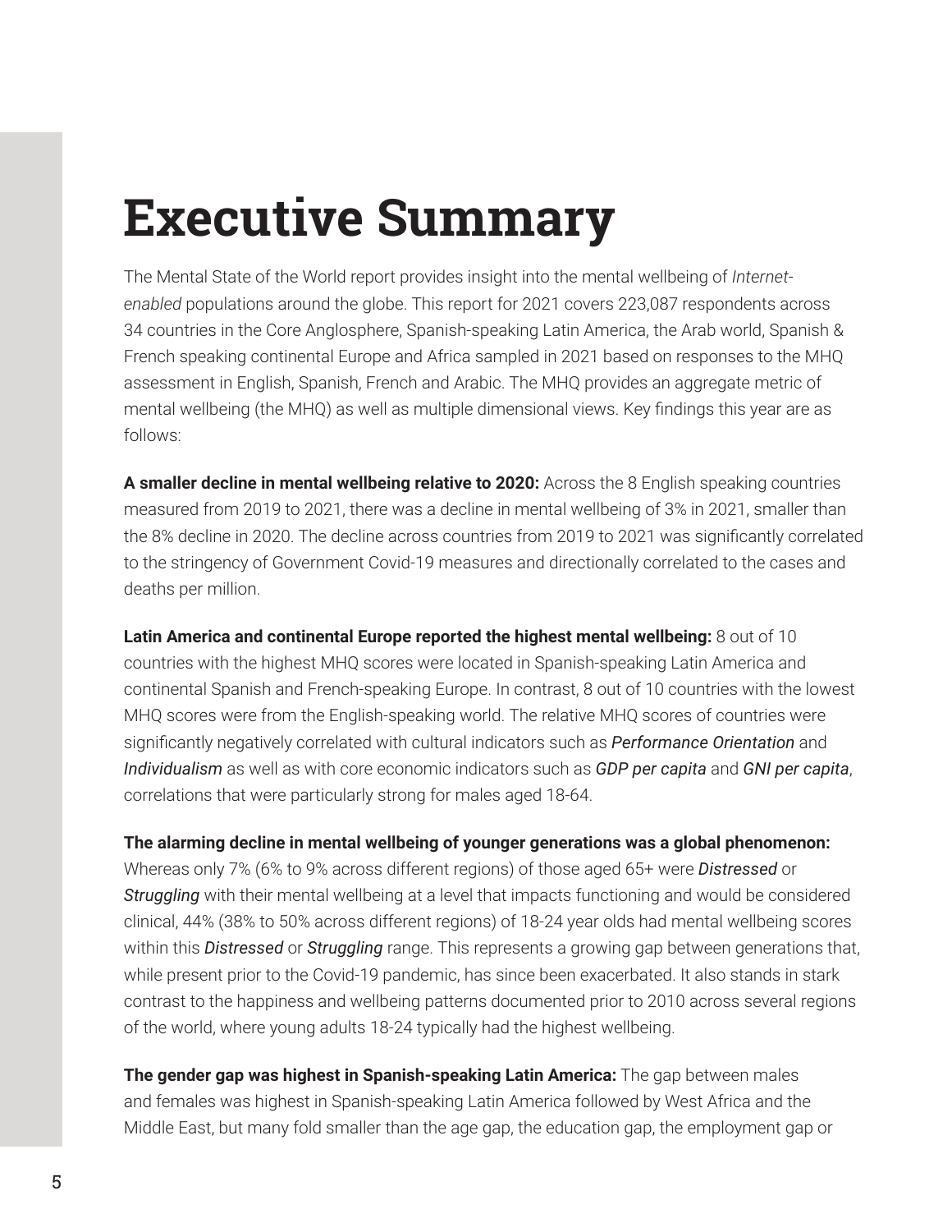# Executive Summary

The Mental State of the World report provides insight into the mental wellbeing of *Internet-enabled* populations around the globe. This report for 2021 covers 223,087 respondents across 34 countries in the Core Anglosphere, Spanish-speaking Latin America, the Arab world, Spanish & French speaking continental Europe and Africa sampled in 2021 based on responses to the MHQ assessment in English, Spanish, French and Arabic. The MHQ provides an aggregate metric of mental wellbeing (the MHQ) as well as multiple dimensional views. Key findings this year are as follows:

**A smaller decline in mental wellbeing relative to 2020:** Across the 8 English speaking countries measured from 2019 to 2021, there was a decline in mental wellbeing of 3% in 2021, smaller than the 8% decline in 2020. The decline across countries from 2019 to 2021 was significantly correlated to the stringency of Government Covid-19 measures and directionally correlated to the cases and deaths per million.

**Latin America and continental Europe reported the highest mental wellbeing:** 8 out of 10 countries with the highest MHQ scores were located in Spanish-speaking Latin America and continental Spanish and French-speaking Europe. In contrast, 8 out of 10 countries with the lowest MHQ scores were from the English-speaking world. The relative MHQ scores of countries were significantly negatively correlated with cultural indicators such as *Performance Orientation* and *Individualism* as well as with core economic indicators such as *GDP per capita* and *GNI per capita*, correlations that were particularly strong for males aged 18-64.

**The alarming decline in mental wellbeing of younger generations was a global phenomenon:** Whereas only 7% (6% to 9% across different regions) of those aged 65+ were *Distressed* or *Struggling* with their mental wellbeing at a level that impacts functioning and would be considered clinical, 44% (38% to 50% across different regions) of 18-24 year olds had mental wellbeing scores within this *Distressed* or *Struggling* range. This represents a growing gap between generations that, while present prior to the Covid-19 pandemic, has since been exacerbated. It also stands in stark contrast to the happiness and wellbeing patterns documented prior to 2010 across several regions of the world, where young adults 18-24 typically had the highest wellbeing.

**The gender gap was highest in Spanish-speaking Latin America:** The gap between males and females was highest in Spanish-speaking Latin America followed by West Africa and the Middle East, but many fold smaller than the age gap, the education gap, the employment gap or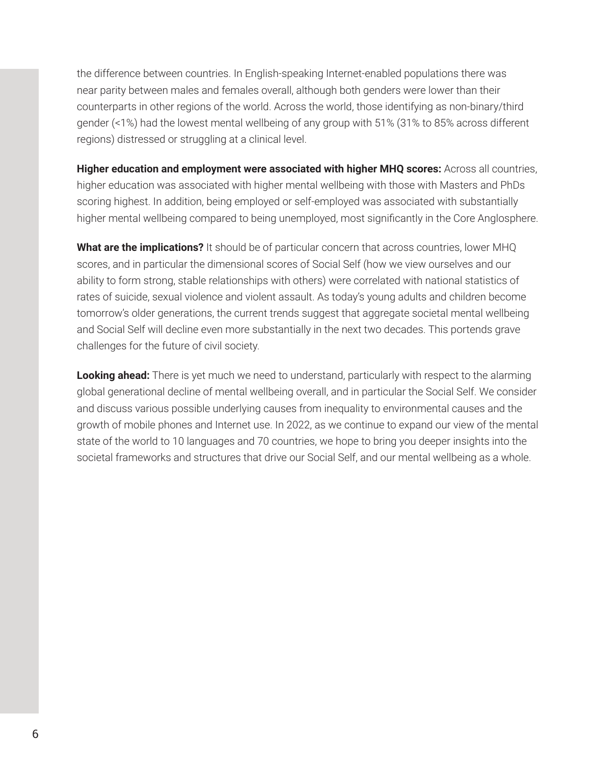the difference between countries. In English-speaking Internet-enabled populations there was near parity between males and females overall, although both genders were lower than their counterparts in other regions of the world. Across the world, those identifying as non-binary/third gender (<1%) had the lowest mental wellbeing of any group with 51% (31% to 85% across different regions) distressed or struggling at a clinical level.

**Higher education and employment were associated with higher MHQ scores:** Across all countries, higher education was associated with higher mental wellbeing with those with Masters and PhDs scoring highest. In addition, being employed or self-employed was associated with substantially higher mental wellbeing compared to being unemployed, most significantly in the Core Anglosphere.

**What are the implications?** It should be of particular concern that across countries, lower MHQ scores, and in particular the dimensional scores of Social Self (how we view ourselves and our ability to form strong, stable relationships with others) were correlated with national statistics of rates of suicide, sexual violence and violent assault. As today's young adults and children become tomorrow's older generations, the current trends suggest that aggregate societal mental wellbeing and Social Self will decline even more substantially in the next two decades. This portends grave challenges for the future of civil society.

**Looking ahead:** There is yet much we need to understand, particularly with respect to the alarming global generational decline of mental wellbeing overall, and in particular the Social Self. We consider and discuss various possible underlying causes from inequality to environmental causes and the growth of mobile phones and Internet use. In 2022, as we continue to expand our view of the mental state of the world to 10 languages and 70 countries, we hope to bring you deeper insights into the societal frameworks and structures that drive our Social Self, and our mental wellbeing as a whole.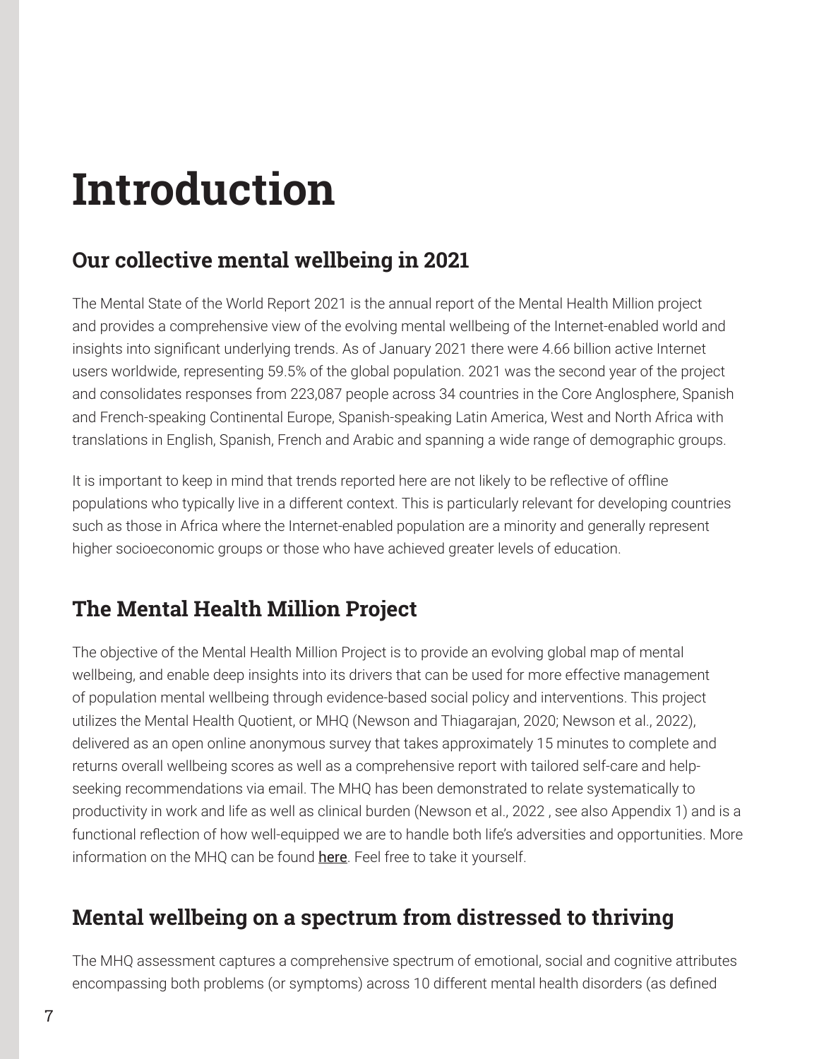# Introduction

## Our collective mental wellbeing in 2021

The Mental State of the World Report 2021 is the annual report of the Mental Health Million project and provides a comprehensive view of the evolving mental wellbeing of the Internet-enabled world and insights into significant underlying trends. As of January 2021 there were 4.66 billion active Internet users worldwide, representing 59.5% of the global population. 2021 was the second year of the project and consolidates responses from 223,087 people across 34 countries in the Core Anglosphere, Spanish and French-speaking Continental Europe, Spanish-speaking Latin America, West and North Africa with translations in English, Spanish, French and Arabic and spanning a wide range of demographic groups.

It is important to keep in mind that trends reported here are not likely to be reflective of offline populations who typically live in a different context. This is particularly relevant for developing countries such as those in Africa where the Internet-enabled population are a minority and generally represent higher socioeconomic groups or those who have achieved greater levels of education.

## The Mental Health Million Project

The objective of the Mental Health Million Project is to provide an evolving global map of mental wellbeing, and enable deep insights into its drivers that can be used for more effective management of population mental wellbeing through evidence-based social policy and interventions. This project utilizes the Mental Health Quotient, or MHQ (Newson and Thiagarajan, 2020; Newson et al., 2022), delivered as an open online anonymous survey that takes approximately 15 minutes to complete and returns overall wellbeing scores as well as a comprehensive report with tailored self-care and help-seeking recommendations via email. The MHQ has been demonstrated to relate systematically to productivity in work and life as well as clinical burden (Newson et al., 2022 , see also Appendix 1) and is a functional reflection of how well-equipped we are to handle both life's adversities and opportunities. More information on the MHQ can be found here. Feel free to take it yourself.

## Mental wellbeing on a spectrum from distressed to thriving

The MHQ assessment captures a comprehensive spectrum of emotional, social and cognitive attributes encompassing both problems (or symptoms) across 10 different mental health disorders (as defined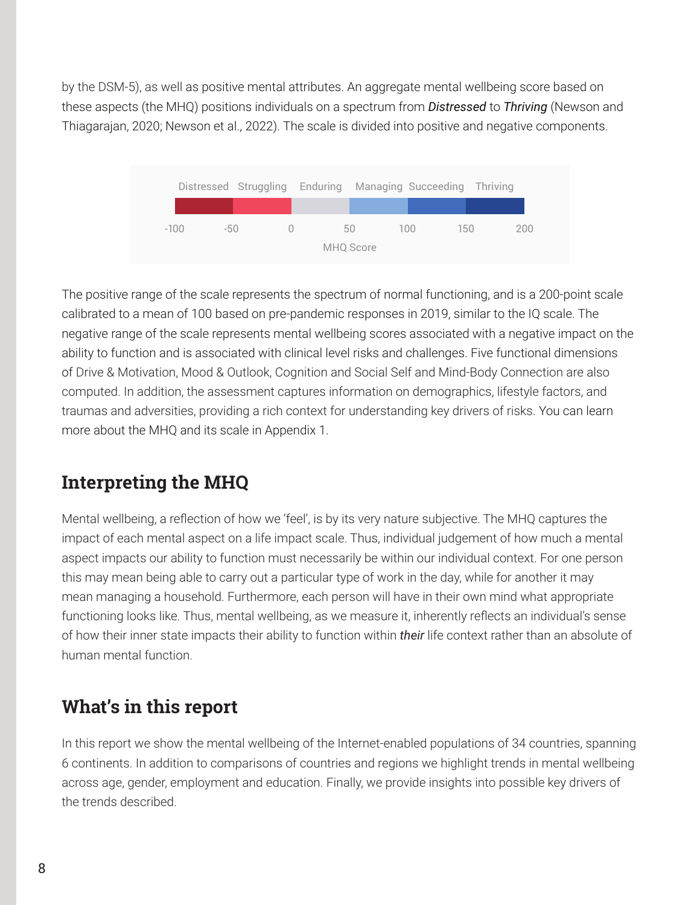by the DSM-5), as well as positive mental attributes. An aggregate mental wellbeing score based on these aspects (the MHQ) positions individuals on a spectrum from ***Distressed*** to ***Thriving*** (Newson and Thiagarajan, 2020; Newson et al., 2022). The scale is divided into positive and negative components.

Distressed Struggling Enduring Managing Succeeding Thriving

-100 -50 0 50 100 150 200

MHQ Score

The positive range of the scale represents the spectrum of normal functioning, and is a 200-point scale calibrated to a mean of 100 based on pre-pandemic responses in 2019, similar to the IQ scale. The negative range of the scale represents mental wellbeing scores associated with a negative impact on the ability to function and is associated with clinical level risks and challenges. Five functional dimensions of Drive & Motivation, Mood & Outlook, Cognition and Social Self and Mind-Body Connection are also computed. In addition, the assessment captures information on demographics, lifestyle factors, and traumas and adversities, providing a rich context for understanding key drivers of risks. You can learn more about the MHQ and its scale in Appendix 1.

## Interpreting the MHQ

Mental wellbeing, a reflection of how we 'feel', is by its very nature subjective. The MHQ captures the impact of each mental aspect on a life impact scale. Thus, individual judgement of how much a mental aspect impacts our ability to function must necessarily be within our individual context. For one person this may mean being able to carry out a particular type of work in the day, while for another it may mean managing a household. Furthermore, each person will have in their own mind what appropriate functioning looks like. Thus, mental wellbeing, as we measure it, inherently reflects an individual's sense of how their inner state impacts their ability to function within ***their*** life context rather than an absolute of human mental function.

## What's in this report

In this report we show the mental wellbeing of the Internet-enabled populations of 34 countries, spanning 6 continents. In addition to comparisons of countries and regions we highlight trends in mental wellbeing across age, gender, employment and education. Finally, we provide insights into possible key drivers of the trends described.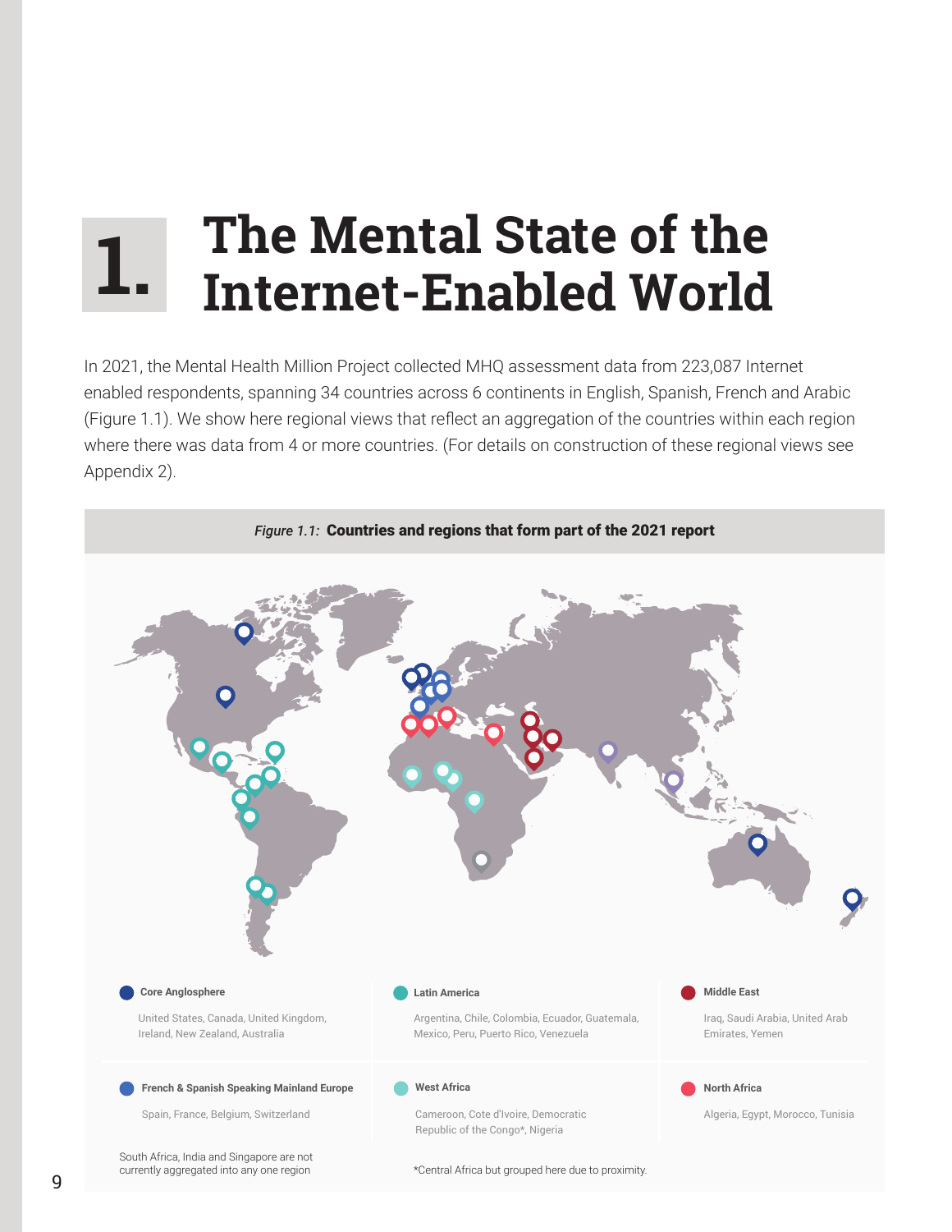# 1. The Mental State of the Internet-Enabled World

In 2021, the Mental Health Million Project collected MHQ assessment data from 223,087 Internet enabled respondents, spanning 34 countries across 6 continents in English, Spanish, French and Arabic (Figure 1.1). We show here regional views that reflect an aggregation of the countries within each region where there was data from 4 or more countries. (For details on construction of these regional views see Appendix 2).

*Figure 1.1:* **Countries and regions that form part of the 2021 report**

**Core Anglosphere**

United States, Canada, United Kingdom, Ireland, New Zealand, Australia

**Latin America**

Argentina, Chile, Colombia, Ecuador, Guatemala, Mexico, Peru, Puerto Rico, Venezuela

**Middle East**

Iraq, Saudi Arabia, United Arab Emirates, Yemen

**French & Spanish Speaking Mainland Europe**

Spain, France, Belgium, Switzerland

**West Africa**

Cameroon, Cote d'Ivoire, Democratic Republic of the Congo*, Nigeria

**North Africa**

Algeria, Egypt, Morocco, Tunisia

South Africa, India and Singapore are not currently aggregated into any one region

*Central Africa but grouped here due to proximity.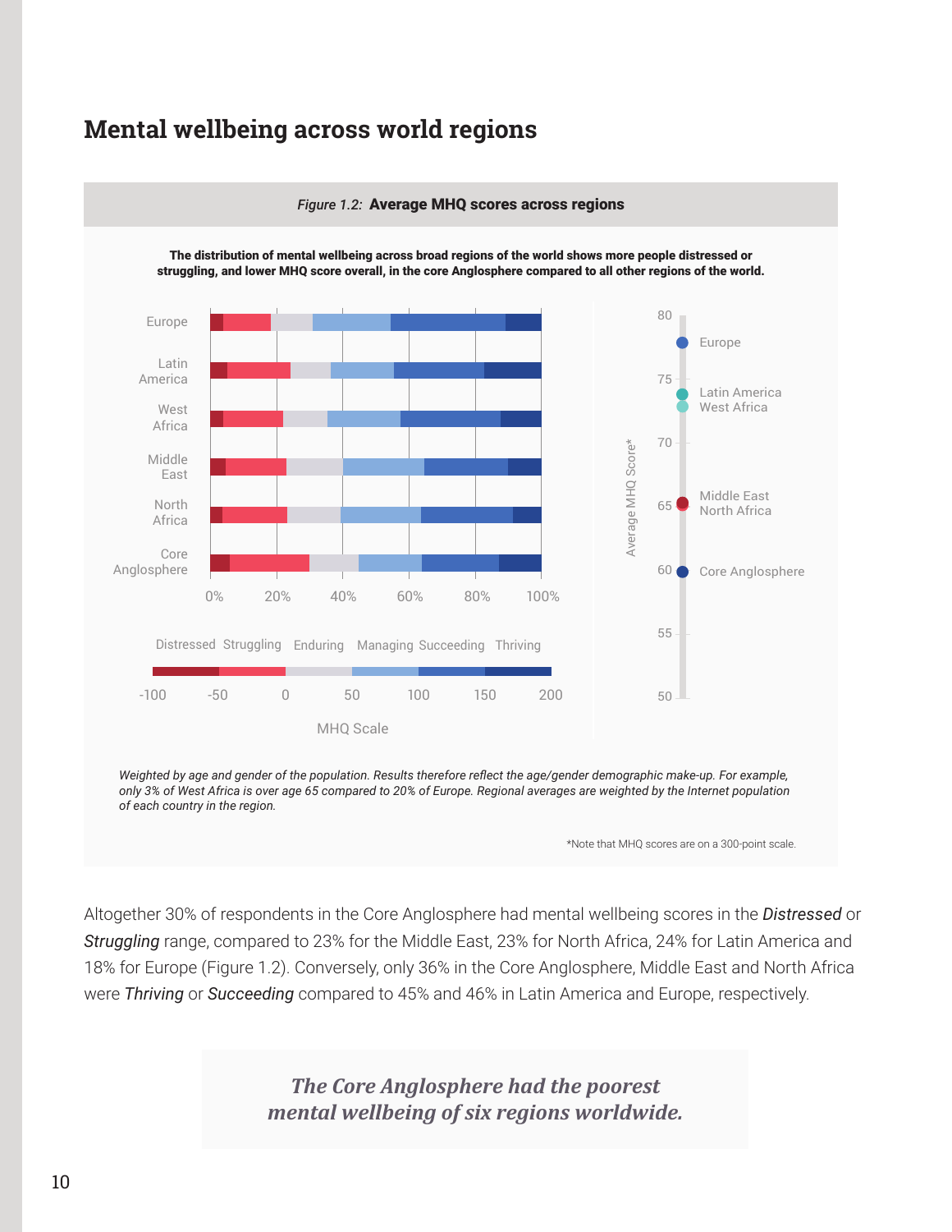## Mental wellbeing across world regions

*Figure 1.2:* **Average MHQ scores across regions**

**The distribution of mental wellbeing across broad regions of the world shows more people distressed or struggling, and lower MHQ score overall, in the core Anglosphere compared to all other regions of the world.**

*Weighted by age and gender of the population. Results therefore reflect the age/gender demographic make-up. For example, only 3% of West Africa is over age 65 compared to 20% of Europe. Regional averages are weighted by the Internet population of each country in the region.*

*Note that MHQ scores are on a 300-point scale.

Altogether 30% of respondents in the Core Anglosphere had mental wellbeing scores in the *Distressed* or *Struggling* range, compared to 23% for the Middle East, 23% for North Africa, 24% for Latin America and 18% for Europe (Figure 1.2). Conversely, only 36% in the Core Anglosphere, Middle East and North Africa were *Thriving* or *Succeeding* compared to 45% and 46% in Latin America and Europe, respectively.

> ***The Core Anglosphere had the poorest mental wellbeing of six regions worldwide.***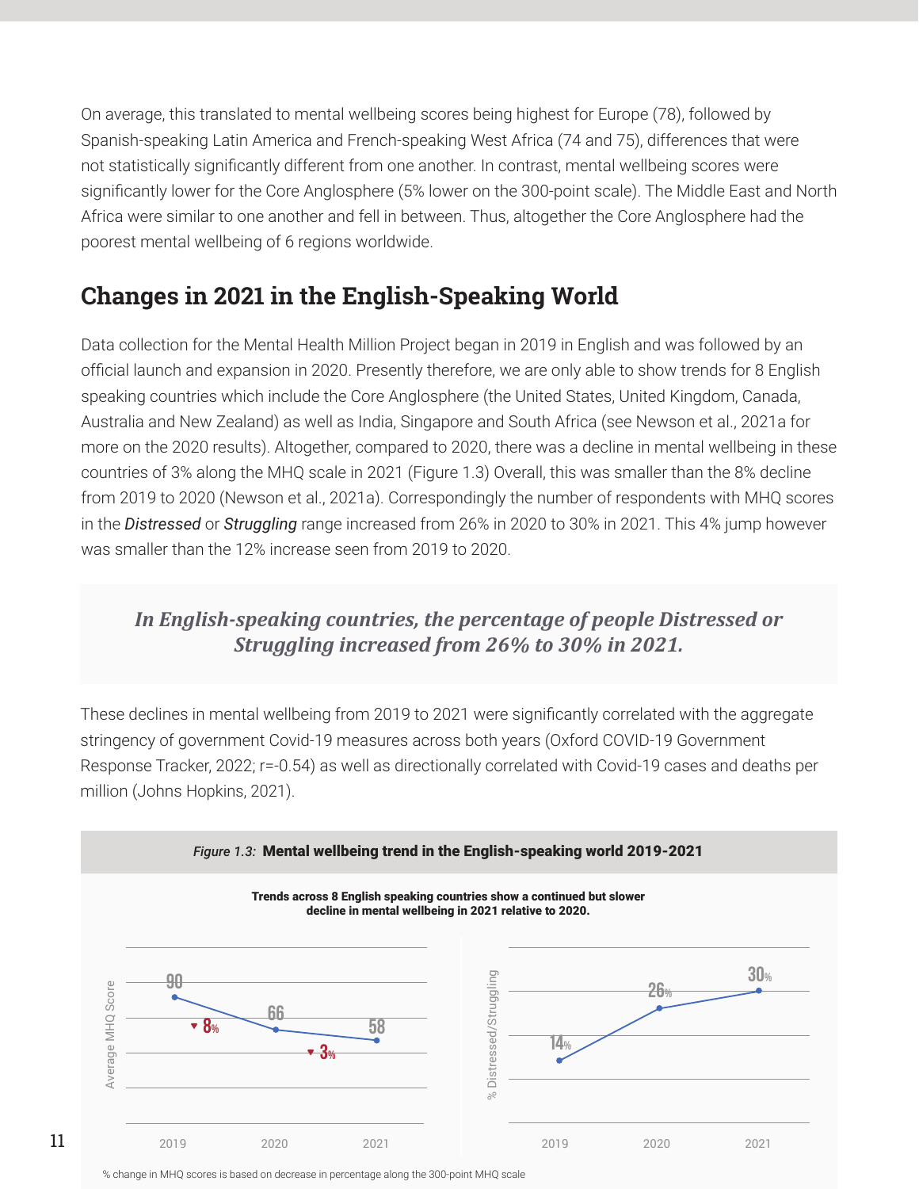On average, this translated to mental wellbeing scores being highest for Europe (78), followed by Spanish-speaking Latin America and French-speaking West Africa (74 and 75), differences that were not statistically significantly different from one another. In contrast, mental wellbeing scores were significantly lower for the Core Anglosphere (5% lower on the 300-point scale). The Middle East and North Africa were similar to one another and fell in between. Thus, altogether the Core Anglosphere had the poorest mental wellbeing of 6 regions worldwide.

## Changes in 2021 in the English-Speaking World

Data collection for the Mental Health Million Project began in 2019 in English and was followed by an official launch and expansion in 2020. Presently therefore, we are only able to show trends for 8 English speaking countries which include the Core Anglosphere (the United States, United Kingdom, Canada, Australia and New Zealand) as well as India, Singapore and South Africa (see Newson et al., 2021a for more on the 2020 results). Altogether, compared to 2020, there was a decline in mental wellbeing in these countries of 3% along the MHQ scale in 2021 (Figure 1.3) Overall, this was smaller than the 8% decline from 2019 to 2020 (Newson et al., 2021a). Correspondingly the number of respondents with MHQ scores in the *Distressed* or *Struggling* range increased from 26% in 2020 to 30% in 2021. This 4% jump however was smaller than the 12% increase seen from 2019 to 2020.

> ***In English-speaking countries, the percentage of people Distressed or Struggling increased from 26% to 30% in 2021.***

These declines in mental wellbeing from 2019 to 2021 were significantly correlated with the aggregate stringency of government Covid-19 measures across both years (Oxford COVID-19 Government Response Tracker, 2022; r=-0.54) as well as directionally correlated with Covid-19 cases and deaths per million (Johns Hopkins, 2021).

*Figure 1.3:* **Mental wellbeing trend in the English-speaking world 2019-2021**

**Trends across 8 English speaking countries show a continued but slower decline in mental wellbeing in 2021 relative to 2020.**

| Year | Average MHQ Score | % change in MHQ score | % Distressed/Struggling |
|---|---|---|---|
| 2019 | 90 | | 14% |
| 2020 | 66 | ▼ 8% | 26% |
| 2021 | 58 | ▼ 3% | 30% |

% change in MHQ scores is based on decrease in percentage along the 300-point MHQ scale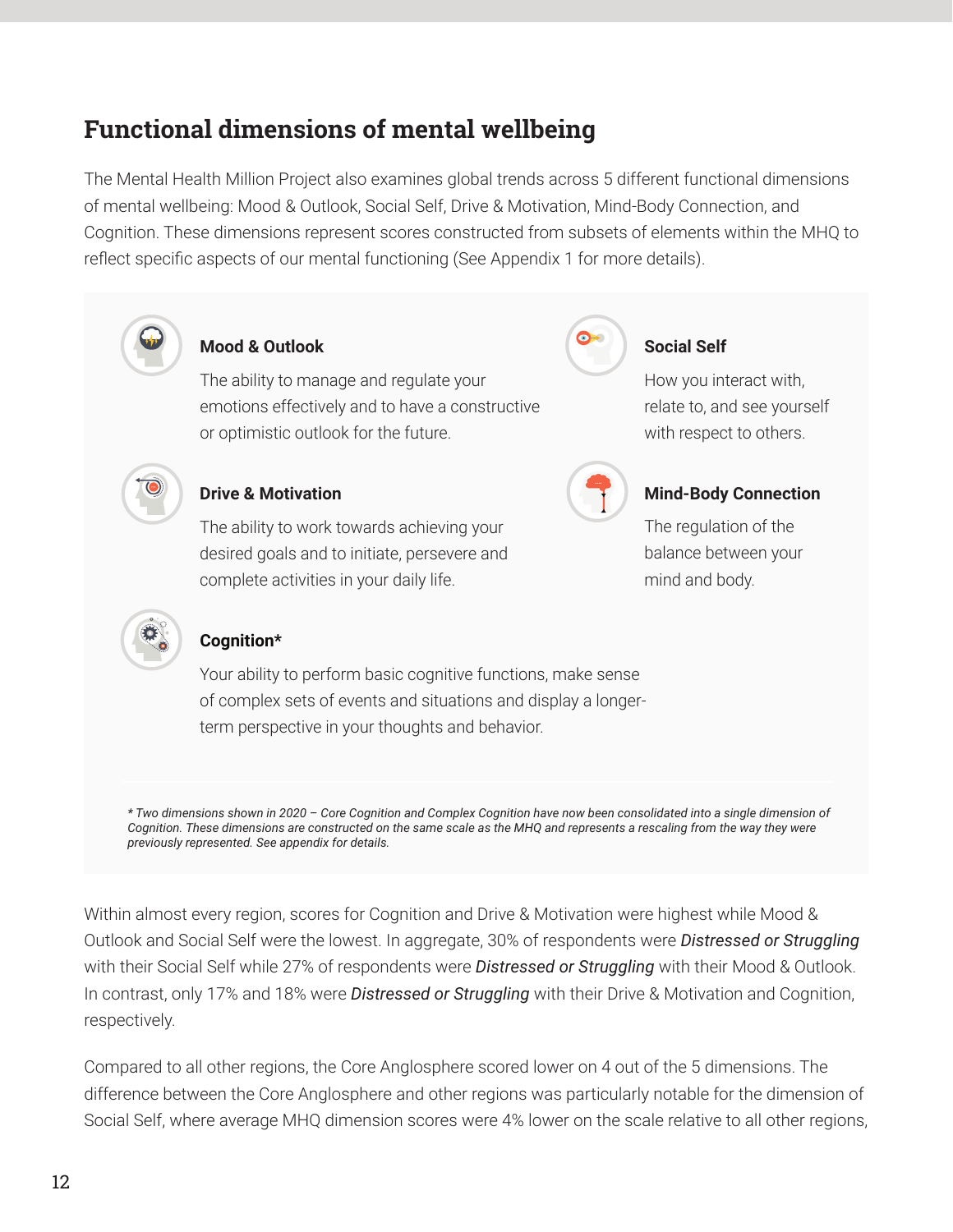## Functional dimensions of mental wellbeing

The Mental Health Million Project also examines global trends across 5 different functional dimensions of mental wellbeing: Mood & Outlook, Social Self, Drive & Motivation, Mind-Body Connection, and Cognition. These dimensions represent scores constructed from subsets of elements within the MHQ to reflect specific aspects of our mental functioning (See Appendix 1 for more details).

**Mood & Outlook**

The ability to manage and regulate your emotions effectively and to have a constructive or optimistic outlook for the future.

**Social Self**

How you interact with, relate to, and see yourself with respect to others.

**Drive & Motivation**

The ability to work towards achieving your desired goals and to initiate, persevere and complete activities in your daily life.

**Mind-Body Connection**

The regulation of the balance between your mind and body.

**Cognition***

Your ability to perform basic cognitive functions, make sense of complex sets of events and situations and display a longer-term perspective in your thoughts and behavior.

*\* Two dimensions shown in 2020 – Core Cognition and Complex Cognition have now been consolidated into a single dimension of Cognition. These dimensions are constructed on the same scale as the MHQ and represents a rescaling from the way they were previously represented. See appendix for details.*

Within almost every region, scores for Cognition and Drive & Motivation were highest while Mood & Outlook and Social Self were the lowest. In aggregate, 30% of respondents were ***Distressed or Struggling*** with their Social Self while 27% of respondents were ***Distressed or Struggling*** with their Mood & Outlook. In contrast, only 17% and 18% were ***Distressed or Struggling*** with their Drive & Motivation and Cognition, respectively.

Compared to all other regions, the Core Anglosphere scored lower on 4 out of the 5 dimensions. The difference between the Core Anglosphere and other regions was particularly notable for the dimension of Social Self, where average MHQ dimension scores were 4% lower on the scale relative to all other regions,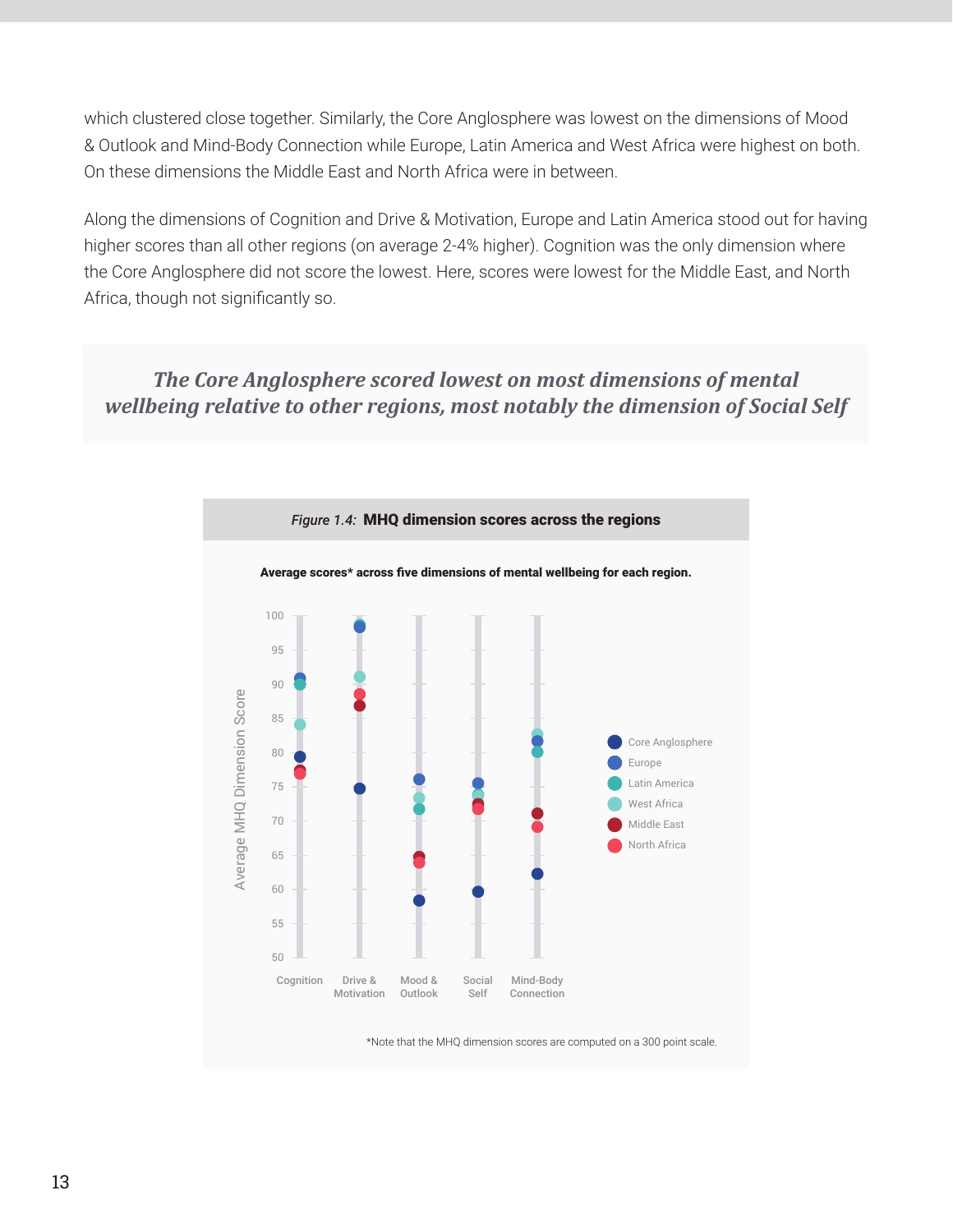which clustered close together. Similarly, the Core Anglosphere was lowest on the dimensions of Mood & Outlook and Mind-Body Connection while Europe, Latin America and West Africa were highest on both. On these dimensions the Middle East and North Africa were in between.

Along the dimensions of Cognition and Drive & Motivation, Europe and Latin America stood out for having higher scores than all other regions (on average 2-4% higher). Cognition was the only dimension where the Core Anglosphere did not score the lowest. Here, scores were lowest for the Middle East, and North Africa, though not significantly so.

> ***The Core Anglosphere scored lowest on most dimensions of mental wellbeing relative to other regions, most notably the dimension of Social Self***

*Figure 1.4:* **MHQ dimension scores across the regions**

**Average scores* across five dimensions of mental wellbeing for each region.**

*Note that the MHQ dimension scores are computed on a 300 point scale.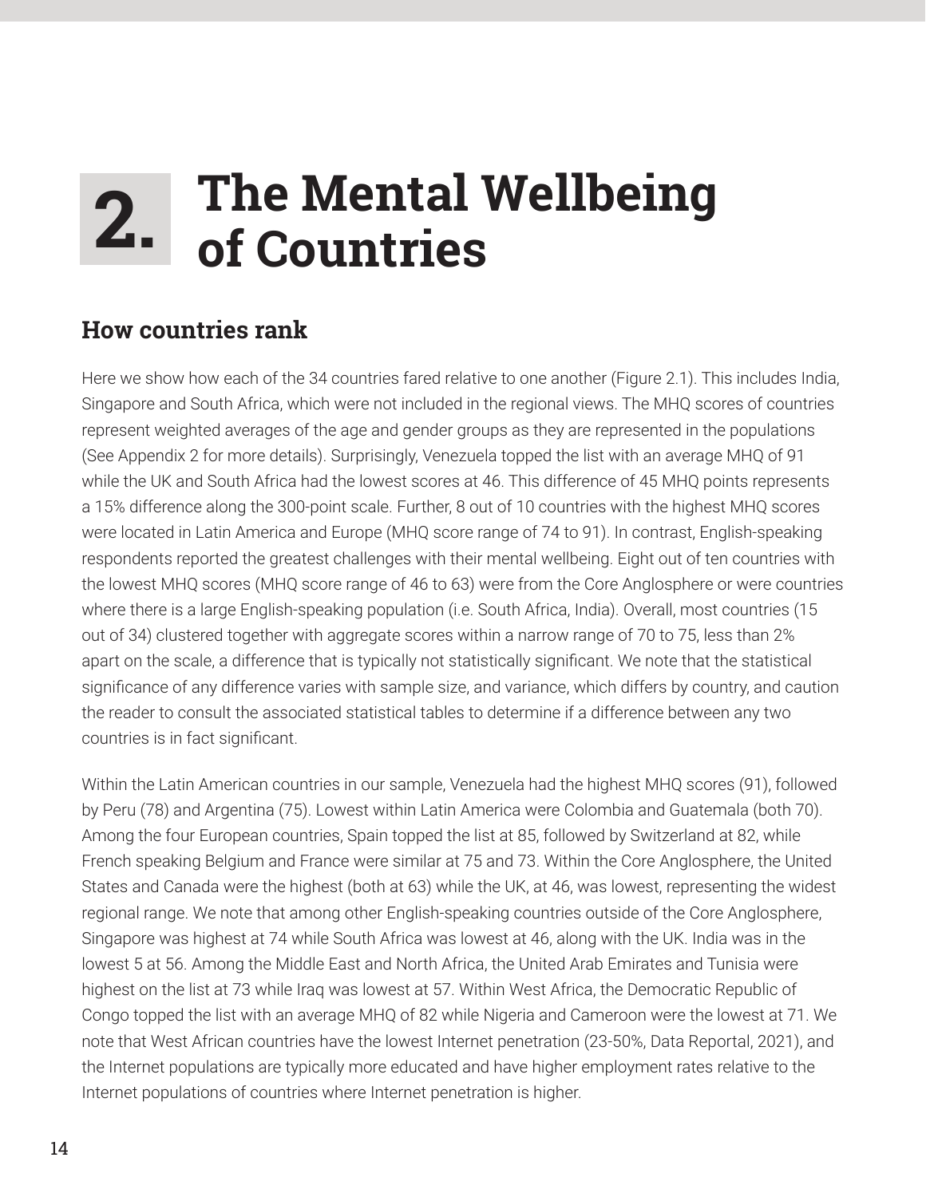# 2. The Mental Wellbeing of Countries

## How countries rank

Here we show how each of the 34 countries fared relative to one another (Figure 2.1). This includes India, Singapore and South Africa, which were not included in the regional views. The MHQ scores of countries represent weighted averages of the age and gender groups as they are represented in the populations (See Appendix 2 for more details). Surprisingly, Venezuela topped the list with an average MHQ of 91 while the UK and South Africa had the lowest scores at 46. This difference of 45 MHQ points represents a 15% difference along the 300-point scale. Further, 8 out of 10 countries with the highest MHQ scores were located in Latin America and Europe (MHQ score range of 74 to 91). In contrast, English-speaking respondents reported the greatest challenges with their mental wellbeing. Eight out of ten countries with the lowest MHQ scores (MHQ score range of 46 to 63) were from the Core Anglosphere or were countries where there is a large English-speaking population (i.e. South Africa, India). Overall, most countries (15 out of 34) clustered together with aggregate scores within a narrow range of 70 to 75, less than 2% apart on the scale, a difference that is typically not statistically significant. We note that the statistical significance of any difference varies with sample size, and variance, which differs by country, and caution the reader to consult the associated statistical tables to determine if a difference between any two countries is in fact significant.

Within the Latin American countries in our sample, Venezuela had the highest MHQ scores (91), followed by Peru (78) and Argentina (75). Lowest within Latin America were Colombia and Guatemala (both 70). Among the four European countries, Spain topped the list at 85, followed by Switzerland at 82, while French speaking Belgium and France were similar at 75 and 73. Within the Core Anglosphere, the United States and Canada were the highest (both at 63) while the UK, at 46, was lowest, representing the widest regional range. We note that among other English-speaking countries outside of the Core Anglosphere, Singapore was highest at 74 while South Africa was lowest at 46, along with the UK. India was in the lowest 5 at 56. Among the Middle East and North Africa, the United Arab Emirates and Tunisia were highest on the list at 73 while Iraq was lowest at 57. Within West Africa, the Democratic Republic of Congo topped the list with an average MHQ of 82 while Nigeria and Cameroon were the lowest at 71. We note that West African countries have the lowest Internet penetration (23-50%, Data Reportal, 2021), and the Internet populations are typically more educated and have higher employment rates relative to the Internet populations of countries where Internet penetration is higher.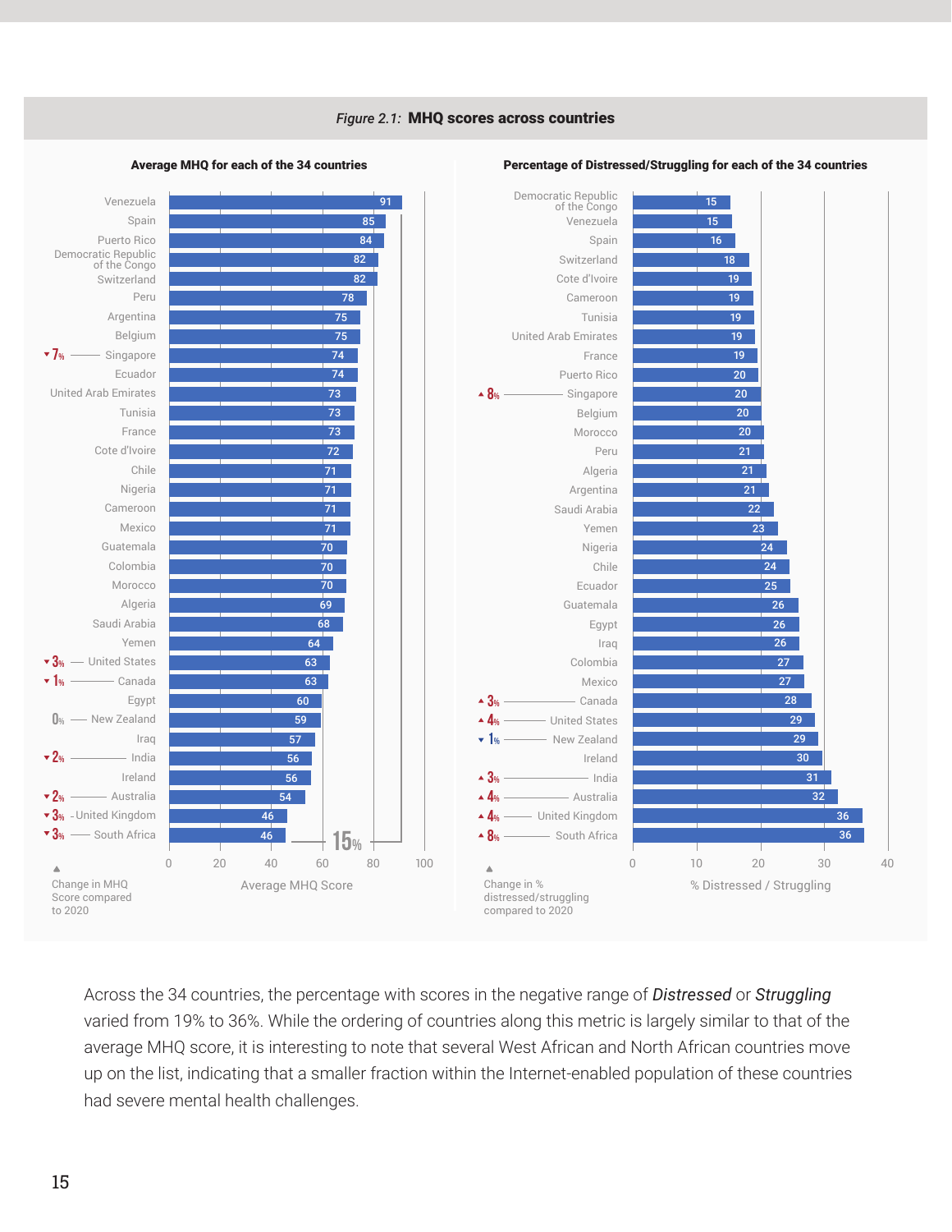*Figure 2.1:* **MHQ scores across countries**

**Average MHQ for each of the 34 countries**

| Country | Change in MHQ Score compared to 2020 | Average MHQ Score |
|---|---|---|
| Venezuela | | 91 |
| Spain | | 85 |
| Puerto Rico | | 84 |
| Democratic Republic of the Congo | | 82 |
| Switzerland | | 82 |
| Peru | | 78 |
| Argentina | | 75 |
| Belgium | | 75 |
| Singapore | ▼7% | 74 |
| Ecuador | | 74 |
| United Arab Emirates | | 73 |
| Tunisia | | 73 |
| France | | 73 |
| Cote d'Ivoire | | 72 |
| Chile | | 71 |
| Nigeria | | 71 |
| Cameroon | | 71 |
| Mexico | | 71 |
| Guatemala | | 70 |
| Colombia | | 70 |
| Morocco | | 70 |
| Algeria | | 69 |
| Saudi Arabia | | 68 |
| Yemen | | 64 |
| United States | ▼3% | 63 |
| Canada | ▼1% | 63 |
| Egypt | | 60 |
| New Zealand | 0% | 59 |
| Iraq | | 57 |
| India | ▼2% | 56 |
| Ireland | | 56 |
| Australia | ▼2% | 54 |
| United Kingdom | ▼3% | 46 |
| South Africa | ▼3% | 46 |

15% (range indicated on chart)

**Percentage of Distressed/Struggling for each of the 34 countries**

| Country | Change in % distressed/struggling compared to 2020 | % Distressed / Struggling |
|---|---|---|
| Democratic Republic of the Congo | | 15 |
| Venezuela | | 15 |
| Spain | | 16 |
| Switzerland | | 18 |
| Cote d'Ivoire | | 19 |
| Cameroon | | 19 |
| Tunisia | | 19 |
| United Arab Emirates | | 19 |
| France | | 19 |
| Puerto Rico | | 20 |
| Singapore | ▲8% | 20 |
| Belgium | | 20 |
| Morocco | | 20 |
| Peru | | 21 |
| Algeria | | 21 |
| Argentina | | 21 |
| Saudi Arabia | | 22 |
| Yemen | | 23 |
| Nigeria | | 24 |
| Chile | | 24 |
| Ecuador | | 25 |
| Guatemala | | 26 |
| Egypt | | 26 |
| Iraq | | 26 |
| Colombia | | 27 |
| Mexico | | 27 |
| Canada | ▲3% | 28 |
| United States | ▲4% | 29 |
| New Zealand | ▼1% | 29 |
| Ireland | | 30 |
| India | ▲3% | 31 |
| Australia | ▲4% | 32 |
| United Kingdom | ▲4% | 36 |
| South Africa | ▲8% | 36 |

Across the 34 countries, the percentage with scores in the negative range of *Distressed* or *Struggling* varied from 19% to 36%. While the ordering of countries along this metric is largely similar to that of the average MHQ score, it is interesting to note that several West African and North African countries move up on the list, indicating that a smaller fraction within the Internet-enabled population of these countries had severe mental health challenges.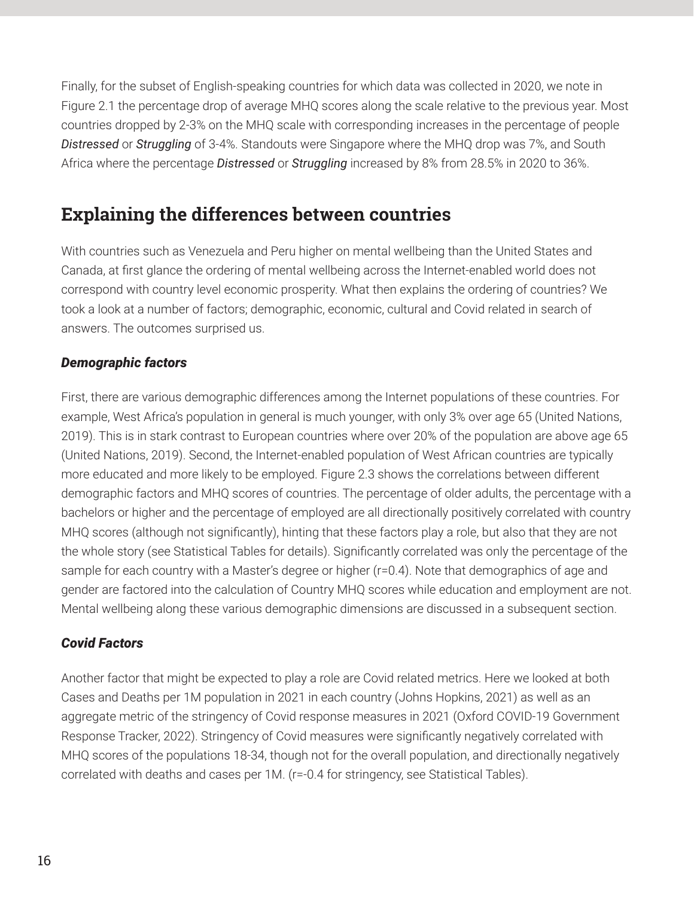Finally, for the subset of English-speaking countries for which data was collected in 2020, we note in Figure 2.1 the percentage drop of average MHQ scores along the scale relative to the previous year. Most countries dropped by 2-3% on the MHQ scale with corresponding increases in the percentage of people ***Distressed*** or ***Struggling*** of 3-4%. Standouts were Singapore where the MHQ drop was 7%, and South Africa where the percentage ***Distressed*** or ***Struggling*** increased by 8% from 28.5% in 2020 to 36%.

## Explaining the differences between countries

With countries such as Venezuela and Peru higher on mental wellbeing than the United States and Canada, at first glance the ordering of mental wellbeing across the Internet-enabled world does not correspond with country level economic prosperity. What then explains the ordering of countries? We took a look at a number of factors; demographic, economic, cultural and Covid related in search of answers. The outcomes surprised us.

### *Demographic factors*

First, there are various demographic differences among the Internet populations of these countries. For example, West Africa's population in general is much younger, with only 3% over age 65 (United Nations, 2019). This is in stark contrast to European countries where over 20% of the population are above age 65 (United Nations, 2019). Second, the Internet-enabled population of West African countries are typically more educated and more likely to be employed. Figure 2.3 shows the correlations between different demographic factors and MHQ scores of countries. The percentage of older adults, the percentage with a bachelors or higher and the percentage of employed are all directionally positively correlated with country MHQ scores (although not significantly), hinting that these factors play a role, but also that they are not the whole story (see Statistical Tables for details). Significantly correlated was only the percentage of the sample for each country with a Master's degree or higher (r=0.4). Note that demographics of age and gender are factored into the calculation of Country MHQ scores while education and employment are not. Mental wellbeing along these various demographic dimensions are discussed in a subsequent section.

### *Covid Factors*

Another factor that might be expected to play a role are Covid related metrics. Here we looked at both Cases and Deaths per 1M population in 2021 in each country (Johns Hopkins, 2021) as well as an aggregate metric of the stringency of Covid response measures in 2021 (Oxford COVID-19 Government Response Tracker, 2022). Stringency of Covid measures were significantly negatively correlated with MHQ scores of the populations 18-34, though not for the overall population, and directionally negatively correlated with deaths and cases per 1M. (r=-0.4 for stringency, see Statistical Tables).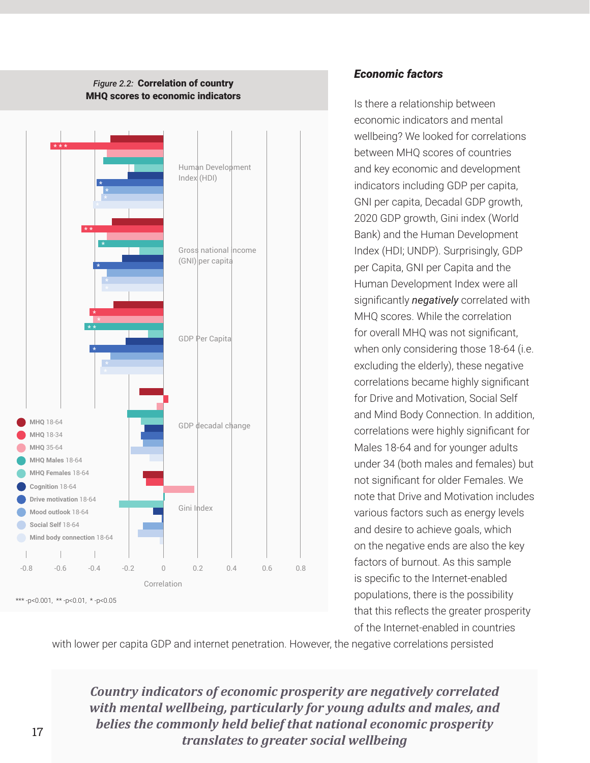*Figure 2.2:* **Correlation of country MHQ scores to economic indicators**

*** -p<0.001, ** -p<0.01, * -p<0.05

### *Economic factors*

Is there a relationship between economic indicators and mental wellbeing? We looked for correlations between MHQ scores of countries and key economic and development indicators including GDP per capita, GNI per capita, Decadal GDP growth, 2020 GDP growth, Gini index (World Bank) and the Human Development Index (HDI; UNDP). Surprisingly, GDP per Capita, GNI per Capita and the Human Development Index were all significantly ***negatively*** correlated with MHQ scores. While the correlation for overall MHQ was not significant, when only considering those 18-64 (i.e. excluding the elderly), these negative correlations became highly significant for Drive and Motivation, Social Self and Mind Body Connection. In addition, correlations were highly significant for Males 18-64 and for younger adults under 34 (both males and females) but not significant for older Females. We note that Drive and Motivation includes various factors such as energy levels and desire to achieve goals, which on the negative ends are also the key factors of burnout. As this sample is specific to the Internet-enabled populations, there is the possibility that this reflects the greater prosperity of the Internet-enabled in countries with lower per capita GDP and internet penetration. However, the negative correlations persisted

> ***Country indicators of economic prosperity are negatively correlated with mental wellbeing, particularly for young adults and males, and belies the commonly held belief that national economic prosperity translates to greater social wellbeing***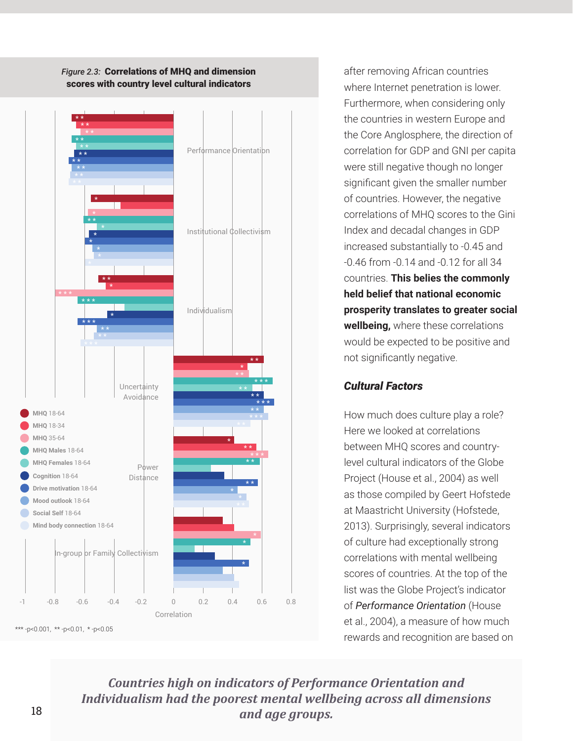*Figure 2.3:* **Correlations of MHQ and dimension scores with country level cultural indicators**

after removing African countries where Internet penetration is lower. Furthermore, when considering only the countries in western Europe and the Core Anglosphere, the direction of correlation for GDP and GNI per capita were still negative though no longer significant given the smaller number of countries. However, the negative correlations of MHQ scores to the Gini Index and decadal changes in GDP increased substantially to -0.45 and -0.46 from -0.14 and -0.12 for all 34 countries. **This belies the commonly held belief that national economic prosperity translates to greater social wellbeing,** where these correlations would be expected to be positive and not significantly negative.

### *Cultural Factors*

How much does culture play a role? Here we looked at correlations between MHQ scores and country-level cultural indicators of the Globe Project (House et al., 2004) as well as those compiled by Geert Hofstede at Maastricht University (Hofstede, 2013). Surprisingly, several indicators of culture had exceptionally strong correlations with mental wellbeing scores of countries. At the top of the list was the Globe Project's indicator of *Performance Orientation* (House et al., 2004), a measure of how much rewards and recognition are based on

> ***Countries high on indicators of Performance Orientation and Individualism had the poorest mental wellbeing across all dimensions and age groups.***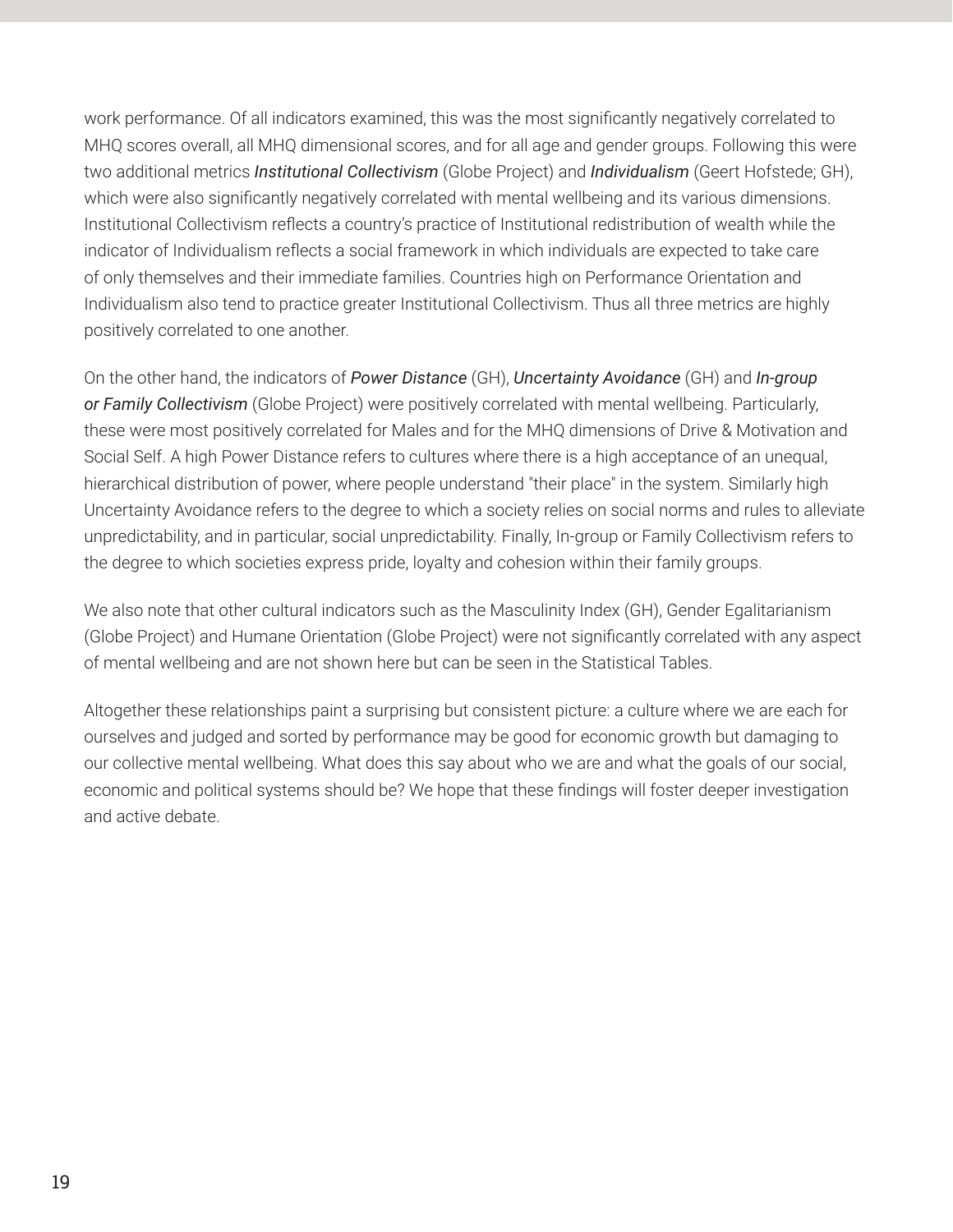work performance. Of all indicators examined, this was the most significantly negatively correlated to MHQ scores overall, all MHQ dimensional scores, and for all age and gender groups. Following this were two additional metrics ***Institutional Collectivism*** (Globe Project) and ***Individualism*** (Geert Hofstede; GH), which were also significantly negatively correlated with mental wellbeing and its various dimensions. Institutional Collectivism reflects a country's practice of Institutional redistribution of wealth while the indicator of Individualism reflects a social framework in which individuals are expected to take care of only themselves and their immediate families. Countries high on Performance Orientation and Individualism also tend to practice greater Institutional Collectivism. Thus all three metrics are highly positively correlated to one another.

On the other hand, the indicators of ***Power Distance*** (GH), ***Uncertainty Avoidance*** (GH) and ***In-group or Family Collectivism*** (Globe Project) were positively correlated with mental wellbeing. Particularly, these were most positively correlated for Males and for the MHQ dimensions of Drive & Motivation and Social Self. A high Power Distance refers to cultures where there is a high acceptance of an unequal, hierarchical distribution of power, where people understand "their place" in the system. Similarly high Uncertainty Avoidance refers to the degree to which a society relies on social norms and rules to alleviate unpredictability, and in particular, social unpredictability. Finally, In-group or Family Collectivism refers to the degree to which societies express pride, loyalty and cohesion within their family groups.

We also note that other cultural indicators such as the Masculinity Index (GH), Gender Egalitarianism (Globe Project) and Humane Orientation (Globe Project) were not significantly correlated with any aspect of mental wellbeing and are not shown here but can be seen in the Statistical Tables.

Altogether these relationships paint a surprising but consistent picture: a culture where we are each for ourselves and judged and sorted by performance may be good for economic growth but damaging to our collective mental wellbeing. What does this say about who we are and what the goals of our social, economic and political systems should be? We hope that these findings will foster deeper investigation and active debate.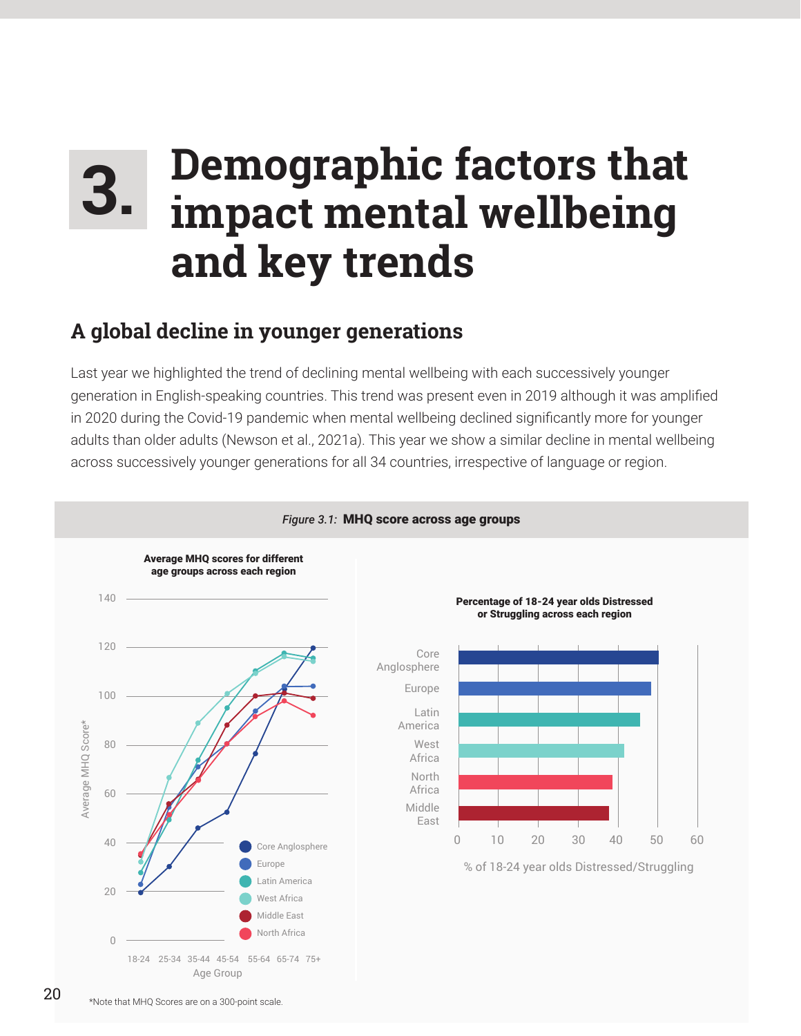# 3. Demographic factors that impact mental wellbeing and key trends

## A global decline in younger generations

Last year we highlighted the trend of declining mental wellbeing with each successively younger generation in English-speaking countries. This trend was present even in 2019 although it was amplified in 2020 during the Covid-19 pandemic when mental wellbeing declined significantly more for younger adults than older adults (Newson et al., 2021a). This year we show a similar decline in mental wellbeing across successively younger generations for all 34 countries, irrespective of language or region.

*Figure 3.1:* **MHQ score across age groups**

**Average MHQ scores for different age groups across each region**

**Percentage of 18-24 year olds Distressed or Struggling across each region**

*Note that MHQ Scores are on a 300-point scale.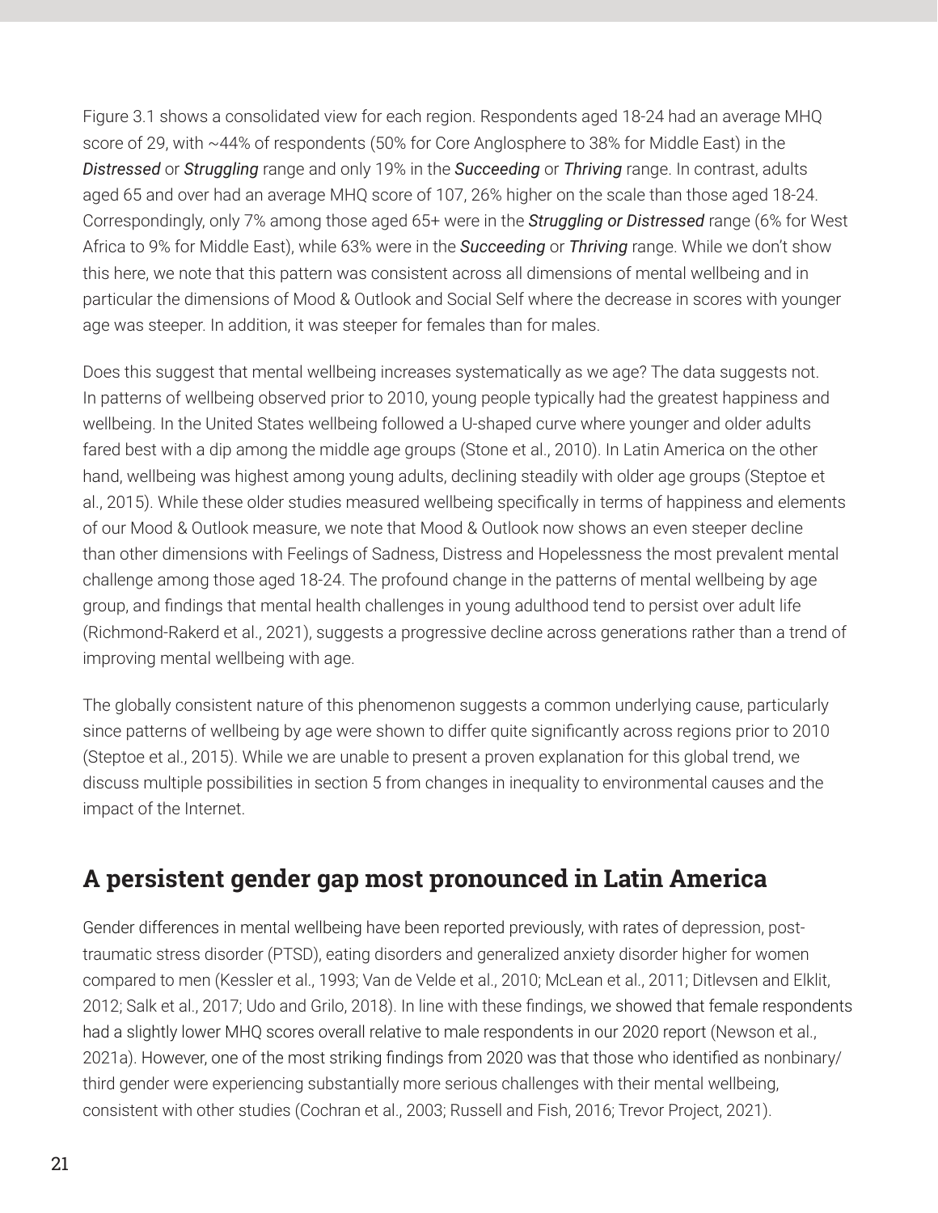Figure 3.1 shows a consolidated view for each region. Respondents aged 18-24 had an average MHQ score of 29, with ~44% of respondents (50% for Core Anglosphere to 38% for Middle East) in the ***Distressed*** or ***Struggling*** range and only 19% in the ***Succeeding*** or ***Thriving*** range. In contrast, adults aged 65 and over had an average MHQ score of 107, 26% higher on the scale than those aged 18-24. Correspondingly, only 7% among those aged 65+ were in the ***Struggling or Distressed*** range (6% for West Africa to 9% for Middle East), while 63% were in the ***Succeeding*** or ***Thriving*** range. While we don't show this here, we note that this pattern was consistent across all dimensions of mental wellbeing and in particular the dimensions of Mood & Outlook and Social Self where the decrease in scores with younger age was steeper. In addition, it was steeper for females than for males.

Does this suggest that mental wellbeing increases systematically as we age? The data suggests not. In patterns of wellbeing observed prior to 2010, young people typically had the greatest happiness and wellbeing. In the United States wellbeing followed a U-shaped curve where younger and older adults fared best with a dip among the middle age groups (Stone et al., 2010). In Latin America on the other hand, wellbeing was highest among young adults, declining steadily with older age groups (Steptoe et al., 2015). While these older studies measured wellbeing specifically in terms of happiness and elements of our Mood & Outlook measure, we note that Mood & Outlook now shows an even steeper decline than other dimensions with Feelings of Sadness, Distress and Hopelessness the most prevalent mental challenge among those aged 18-24. The profound change in the patterns of mental wellbeing by age group, and findings that mental health challenges in young adulthood tend to persist over adult life (Richmond-Rakerd et al., 2021), suggests a progressive decline across generations rather than a trend of improving mental wellbeing with age.

The globally consistent nature of this phenomenon suggests a common underlying cause, particularly since patterns of wellbeing by age were shown to differ quite significantly across regions prior to 2010 (Steptoe et al., 2015). While we are unable to present a proven explanation for this global trend, we discuss multiple possibilities in section 5 from changes in inequality to environmental causes and the impact of the Internet.

## A persistent gender gap most pronounced in Latin America

Gender differences in mental wellbeing have been reported previously, with rates of depression, post-traumatic stress disorder (PTSD), eating disorders and generalized anxiety disorder higher for women compared to men (Kessler et al., 1993; Van de Velde et al., 2010; McLean et al., 2011; Ditlevsen and Elklit, 2012; Salk et al., 2017; Udo and Grilo, 2018). In line with these findings, we showed that female respondents had a slightly lower MHQ scores overall relative to male respondents in our 2020 report (Newson et al., 2021a). However, one of the most striking findings from 2020 was that those who identified as nonbinary/third gender were experiencing substantially more serious challenges with their mental wellbeing, consistent with other studies (Cochran et al., 2003; Russell and Fish, 2016; Trevor Project, 2021).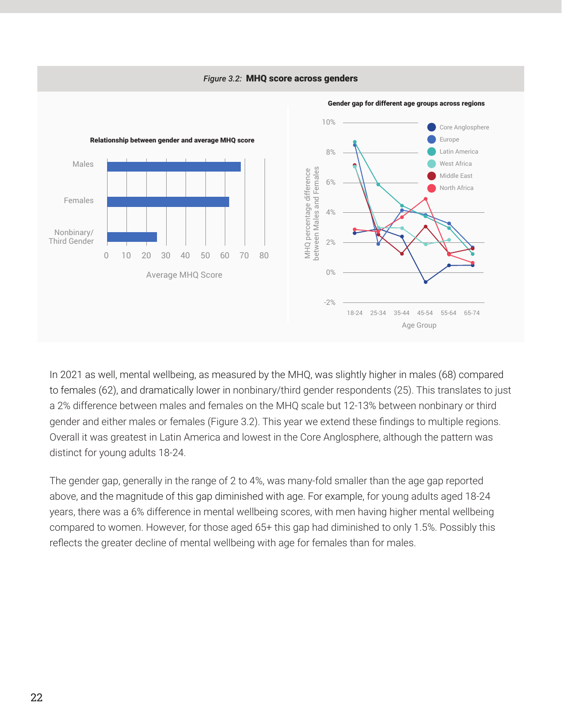*Figure 3.2:* **MHQ score across genders**

**Relationship between gender and average MHQ score**

**Gender gap for different age groups across regions**

In 2021 as well, mental wellbeing, as measured by the MHQ, was slightly higher in males (68) compared to females (62), and dramatically lower in nonbinary/third gender respondents (25). This translates to just a 2% difference between males and females on the MHQ scale but 12-13% between nonbinary or third gender and either males or females (Figure 3.2). This year we extend these findings to multiple regions. Overall it was greatest in Latin America and lowest in the Core Anglosphere, although the pattern was distinct for young adults 18-24.

The gender gap, generally in the range of 2 to 4%, was many-fold smaller than the age gap reported above, and the magnitude of this gap diminished with age. For example, for young adults aged 18-24 years, there was a 6% difference in mental wellbeing scores, with men having higher mental wellbeing compared to women. However, for those aged 65+ this gap had diminished to only 1.5%. Possibly this reflects the greater decline of mental wellbeing with age for females than for males.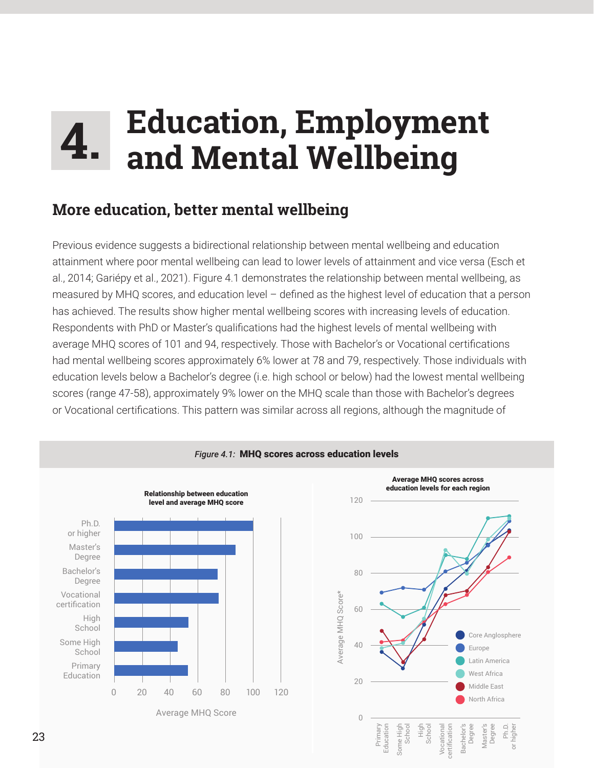# 4. Education, Employment and Mental Wellbeing

## More education, better mental wellbeing

Previous evidence suggests a bidirectional relationship between mental wellbeing and education attainment where poor mental wellbeing can lead to lower levels of attainment and vice versa (Esch et al., 2014; Gariépy et al., 2021). Figure 4.1 demonstrates the relationship between mental wellbeing, as measured by MHQ scores, and education level – defined as the highest level of education that a person has achieved. The results show higher mental wellbeing scores with increasing levels of education. Respondents with PhD or Master's qualifications had the highest levels of mental wellbeing with average MHQ scores of 101 and 94, respectively. Those with Bachelor's or Vocational certifications had mental wellbeing scores approximately 6% lower at 78 and 79, respectively. Those individuals with education levels below a Bachelor's degree (i.e. high school or below) had the lowest mental wellbeing scores (range 47-58), approximately 9% lower on the MHQ scale than those with Bachelor's degrees or Vocational certifications. This pattern was similar across all regions, although the magnitude of

*Figure 4.1:* **MHQ scores across education levels**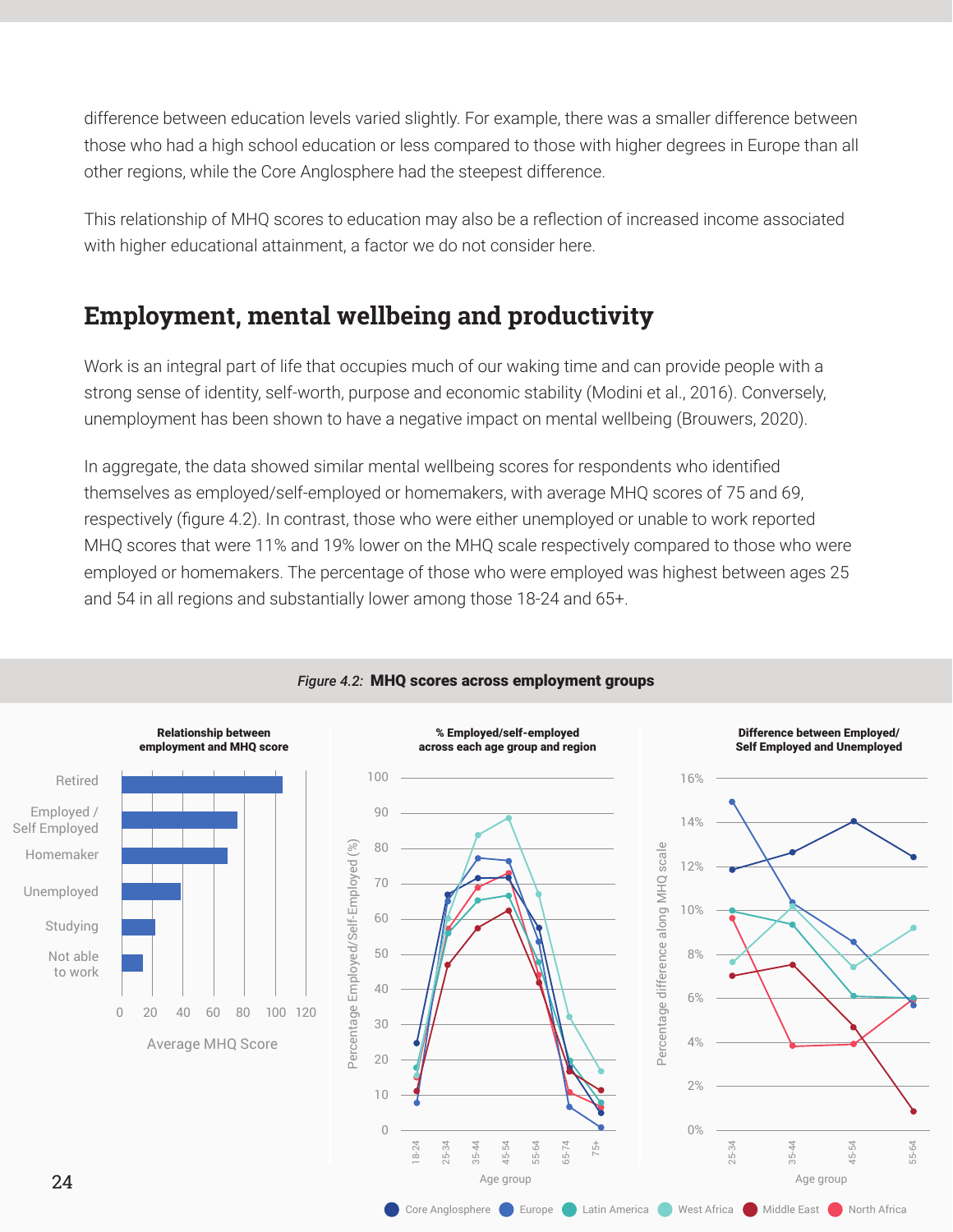difference between education levels varied slightly. For example, there was a smaller difference between those who had a high school education or less compared to those with higher degrees in Europe than all other regions, while the Core Anglosphere had the steepest difference.

This relationship of MHQ scores to education may also be a reflection of increased income associated with higher educational attainment, a factor we do not consider here.

## Employment, mental wellbeing and productivity

Work is an integral part of life that occupies much of our waking time and can provide people with a strong sense of identity, self-worth, purpose and economic stability (Modini et al., 2016). Conversely, unemployment has been shown to have a negative impact on mental wellbeing (Brouwers, 2020).

In aggregate, the data showed similar mental wellbeing scores for respondents who identified themselves as employed/self-employed or homemakers, with average MHQ scores of 75 and 69, respectively (figure 4.2). In contrast, those who were either unemployed or unable to work reported MHQ scores that were 11% and 19% lower on the MHQ scale respectively compared to those who were employed or homemakers. The percentage of those who were employed was highest between ages 25 and 54 in all regions and substantially lower among those 18-24 and 65+.

*Figure 4.2:* **MHQ scores across employment groups**

**Relationship between employment and MHQ score**

**% Employed/self-employed across each age group and region**

**Difference between Employed/ Self Employed and Unemployed**

Core Anglosphere · Europe · Latin America · West Africa · Middle East · North Africa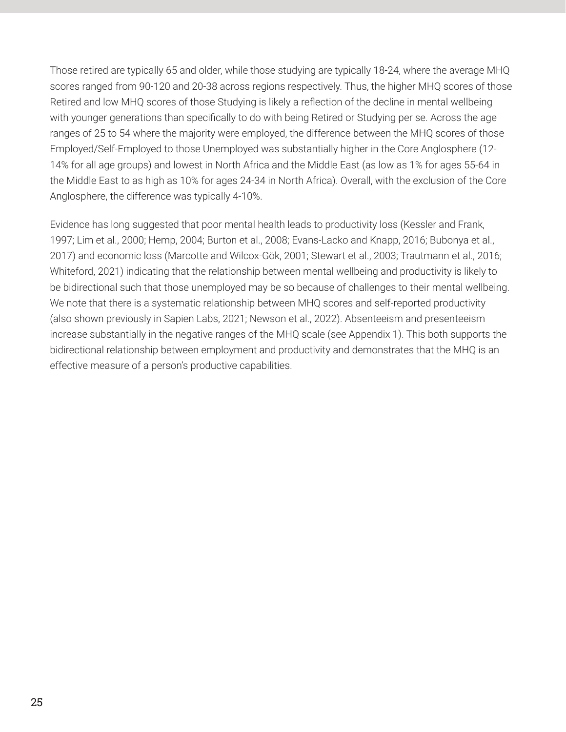Those retired are typically 65 and older, while those studying are typically 18-24, where the average MHQ scores ranged from 90-120 and 20-38 across regions respectively. Thus, the higher MHQ scores of those Retired and low MHQ scores of those Studying is likely a reflection of the decline in mental wellbeing with younger generations than specifically to do with being Retired or Studying per se. Across the age ranges of 25 to 54 where the majority were employed, the difference between the MHQ scores of those Employed/Self-Employed to those Unemployed was substantially higher in the Core Anglosphere (12-14% for all age groups) and lowest in North Africa and the Middle East (as low as 1% for ages 55-64 in the Middle East to as high as 10% for ages 24-34 in North Africa). Overall, with the exclusion of the Core Anglosphere, the difference was typically 4-10%.

Evidence has long suggested that poor mental health leads to productivity loss (Kessler and Frank, 1997; Lim et al., 2000; Hemp, 2004; Burton et al., 2008; Evans-Lacko and Knapp, 2016; Bubonya et al., 2017) and economic loss (Marcotte and Wilcox-Gök, 2001; Stewart et al., 2003; Trautmann et al., 2016; Whiteford, 2021) indicating that the relationship between mental wellbeing and productivity is likely to be bidirectional such that those unemployed may be so because of challenges to their mental wellbeing. We note that there is a systematic relationship between MHQ scores and self-reported productivity (also shown previously in Sapien Labs, 2021; Newson et al., 2022). Absenteeism and presenteeism increase substantially in the negative ranges of the MHQ scale (see Appendix 1). This both supports the bidirectional relationship between employment and productivity and demonstrates that the MHQ is an effective measure of a person's productive capabilities.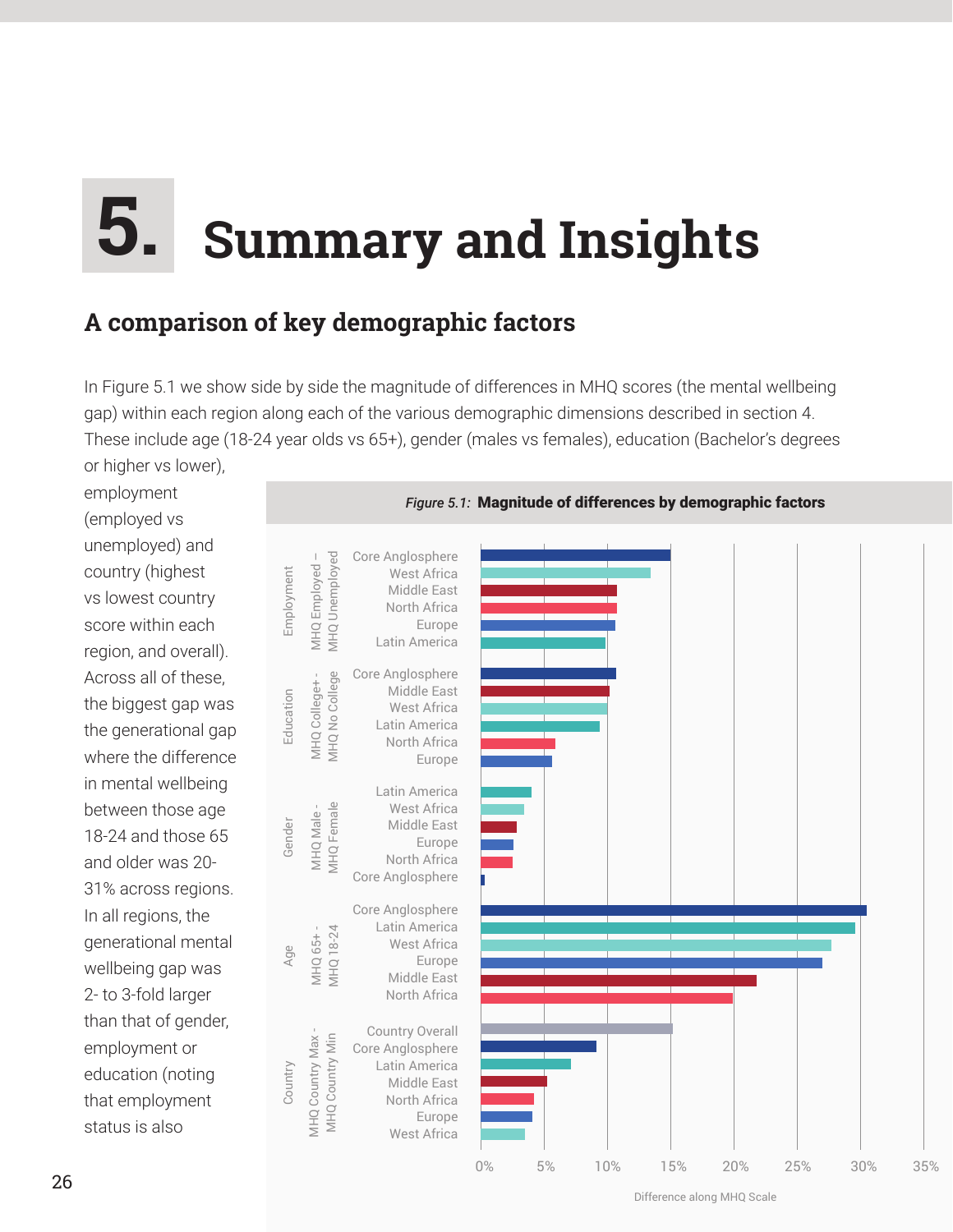# 5. Summary and Insights

## A comparison of key demographic factors

In Figure 5.1 we show side by side the magnitude of differences in MHQ scores (the mental wellbeing gap) within each region along each of the various demographic dimensions described in section 4. These include age (18-24 year olds vs 65+), gender (males vs females), education (Bachelor's degrees or higher vs lower), employment (employed vs unemployed) and country (highest vs lowest country score within each region, and overall). Across all of these, the biggest gap was the generational gap where the difference in mental wellbeing between those age 18-24 and those 65 and older was 20-31% across regions. In all regions, the generational mental wellbeing gap was 2- to 3-fold larger than that of gender, employment or education (noting that employment status is also

*Figure 5.1:* **Magnitude of differences by demographic factors**

| Factor | Comparison | Region | Approx. difference along MHQ Scale |
|---|---|---|---|
| Employment | MHQ Employed – MHQ Unemployed | Core Anglosphere | ~15% |
| | | West Africa | ~13.5% |
| | | Middle East | ~10.5% |
| | | North Africa | ~10.5% |
| | | Europe | ~10.5% |
| | | Latin America | ~10% |
| Education | MHQ College+ - MHQ No College | Core Anglosphere | ~10.5% |
| | | Middle East | ~10% |
| | | West Africa | ~10% |
| | | Latin America | ~9.5% |
| | | North Africa | ~6% |
| | | Europe | ~5.5% |
| Gender | MHQ Male - MHQ Female | Latin America | ~4% |
| | | West Africa | ~3.5% |
| | | Middle East | ~3% |
| | | Europe | ~2.5% |
| | | North Africa | ~2.5% |
| | | Core Anglosphere | ~0.3% |
| Age | MHQ 65+ - MHQ 18-24 | Core Anglosphere | ~30.5% |
| | | Latin America | ~29.5% |
| | | West Africa | ~27.5% |
| | | Europe | ~27% |
| | | Middle East | ~22% |
| | | North Africa | ~20% |
| Country | MHQ Country Max - MHQ Country Min | Country Overall | ~15% |
| | | Core Anglosphere | ~9% |
| | | Latin America | ~7% |
| | | Middle East | ~5% |
| | | North Africa | ~4% |
| | | Europe | ~4% |
| | | West Africa | ~3.5% |

Difference along MHQ Scale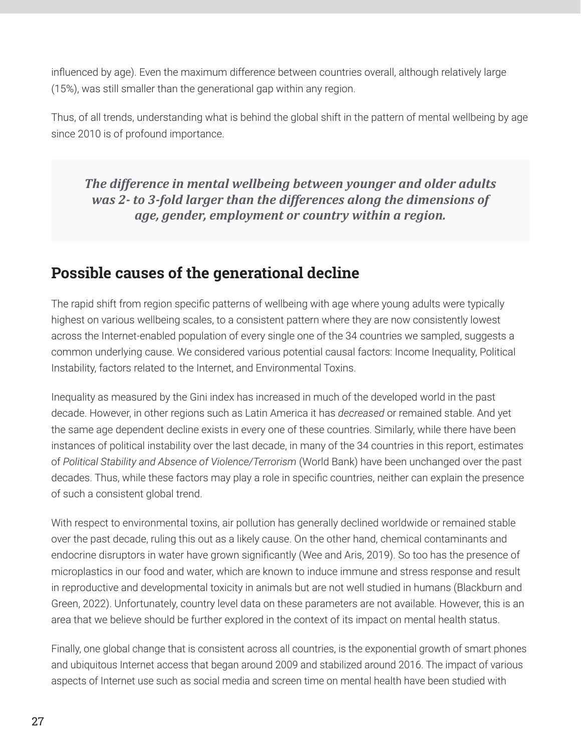influenced by age). Even the maximum difference between countries overall, although relatively large (15%), was still smaller than the generational gap within any region.

Thus, of all trends, understanding what is behind the global shift in the pattern of mental wellbeing by age since 2010 is of profound importance.

> ***The difference in mental wellbeing between younger and older adults was 2- to 3-fold larger than the differences along the dimensions of age, gender, employment or country within a region.***

## Possible causes of the generational decline

The rapid shift from region specific patterns of wellbeing with age where young adults were typically highest on various wellbeing scales, to a consistent pattern where they are now consistently lowest across the Internet-enabled population of every single one of the 34 countries we sampled, suggests a common underlying cause. We considered various potential causal factors: Income Inequality, Political Instability, factors related to the Internet, and Environmental Toxins.

Inequality as measured by the Gini index has increased in much of the developed world in the past decade. However, in other regions such as Latin America it has *decreased* or remained stable. And yet the same age dependent decline exists in every one of these countries. Similarly, while there have been instances of political instability over the last decade, in many of the 34 countries in this report, estimates of *Political Stability and Absence of Violence/Terrorism* (World Bank) have been unchanged over the past decades. Thus, while these factors may play a role in specific countries, neither can explain the presence of such a consistent global trend.

With respect to environmental toxins, air pollution has generally declined worldwide or remained stable over the past decade, ruling this out as a likely cause. On the other hand, chemical contaminants and endocrine disruptors in water have grown significantly (Wee and Aris, 2019). So too has the presence of microplastics in our food and water, which are known to induce immune and stress response and result in reproductive and developmental toxicity in animals but are not well studied in humans (Blackburn and Green, 2022). Unfortunately, country level data on these parameters are not available. However, this is an area that we believe should be further explored in the context of its impact on mental health status.

Finally, one global change that is consistent across all countries, is the exponential growth of smart phones and ubiquitous Internet access that began around 2009 and stabilized around 2016. The impact of various aspects of Internet use such as social media and screen time on mental health have been studied with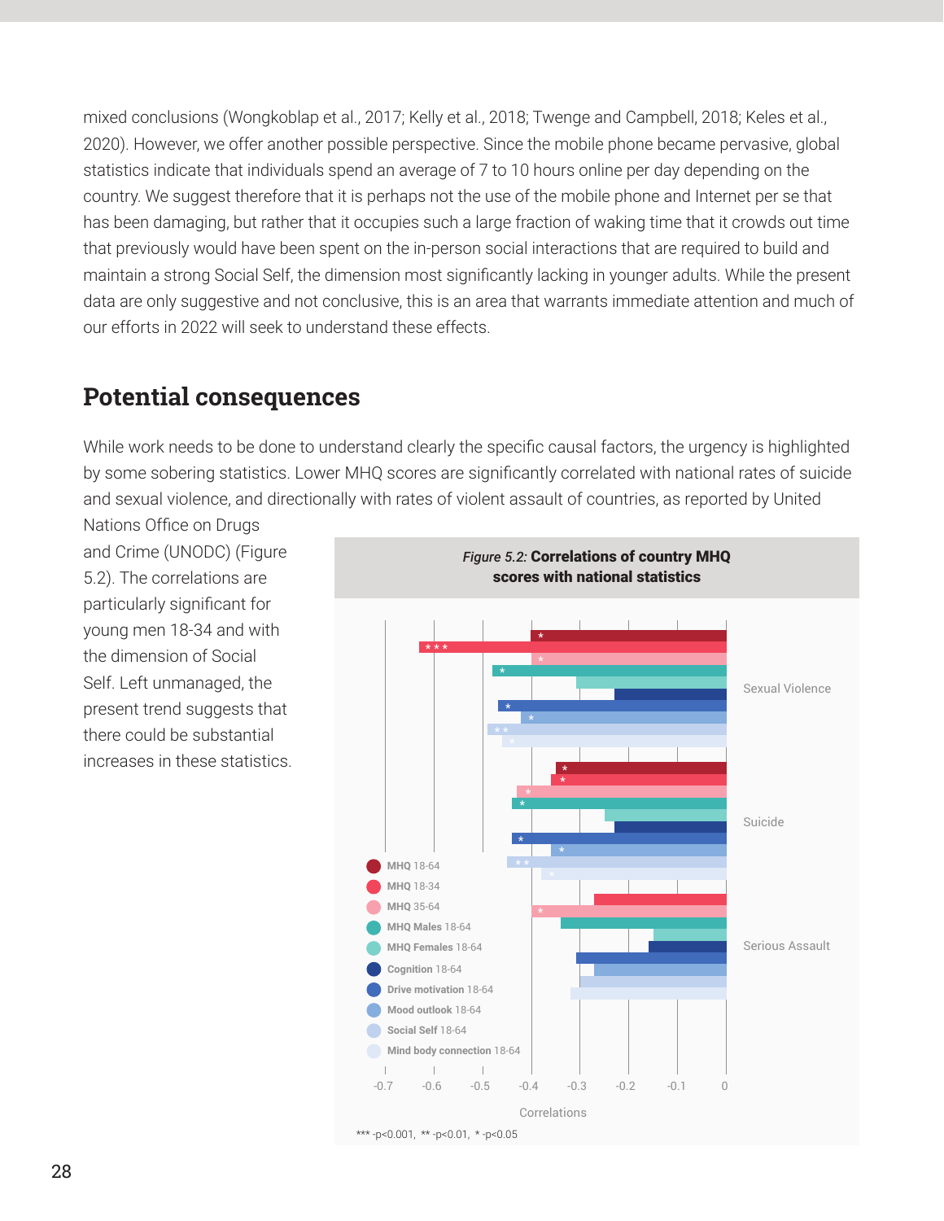mixed conclusions (Wongkoblap et al., 2017; Kelly et al., 2018; Twenge and Campbell, 2018; Keles et al., 2020). However, we offer another possible perspective. Since the mobile phone became pervasive, global statistics indicate that individuals spend an average of 7 to 10 hours online per day depending on the country. We suggest therefore that it is perhaps not the use of the mobile phone and Internet per se that has been damaging, but rather that it occupies such a large fraction of waking time that it crowds out time that previously would have been spent on the in-person social interactions that are required to build and maintain a strong Social Self, the dimension most significantly lacking in younger adults. While the present data are only suggestive and not conclusive, this is an area that warrants immediate attention and much of our efforts in 2022 will seek to understand these effects.

## Potential consequences

While work needs to be done to understand clearly the specific causal factors, the urgency is highlighted by some sobering statistics. Lower MHQ scores are significantly correlated with national rates of suicide and sexual violence, and directionally with rates of violent assault of countries, as reported by United Nations Office on Drugs and Crime (UNODC) (Figure 5.2). The correlations are particularly significant for young men 18-34 and with the dimension of Social Self. Left unmanaged, the present trend suggests that there could be substantial increases in these statistics.

*Figure 5.2:* **Correlations of country MHQ scores with national statistics**

Legend: MHQ 18-64; MHQ 18-34; MHQ 35-64; MHQ Males 18-64; MHQ Females 18-64; Cognition 18-64; Drive motivation 18-64; Mood outlook 18-64; Social Self 18-64; Mind body connection 18-64

Categories: Sexual Violence; Suicide; Serious Assault

Correlations: -0.7, -0.6, -0.5, -0.4, -0.3, -0.2, -0.1, 0

*** -p<0.001, ** -p<0.01, * -p<0.05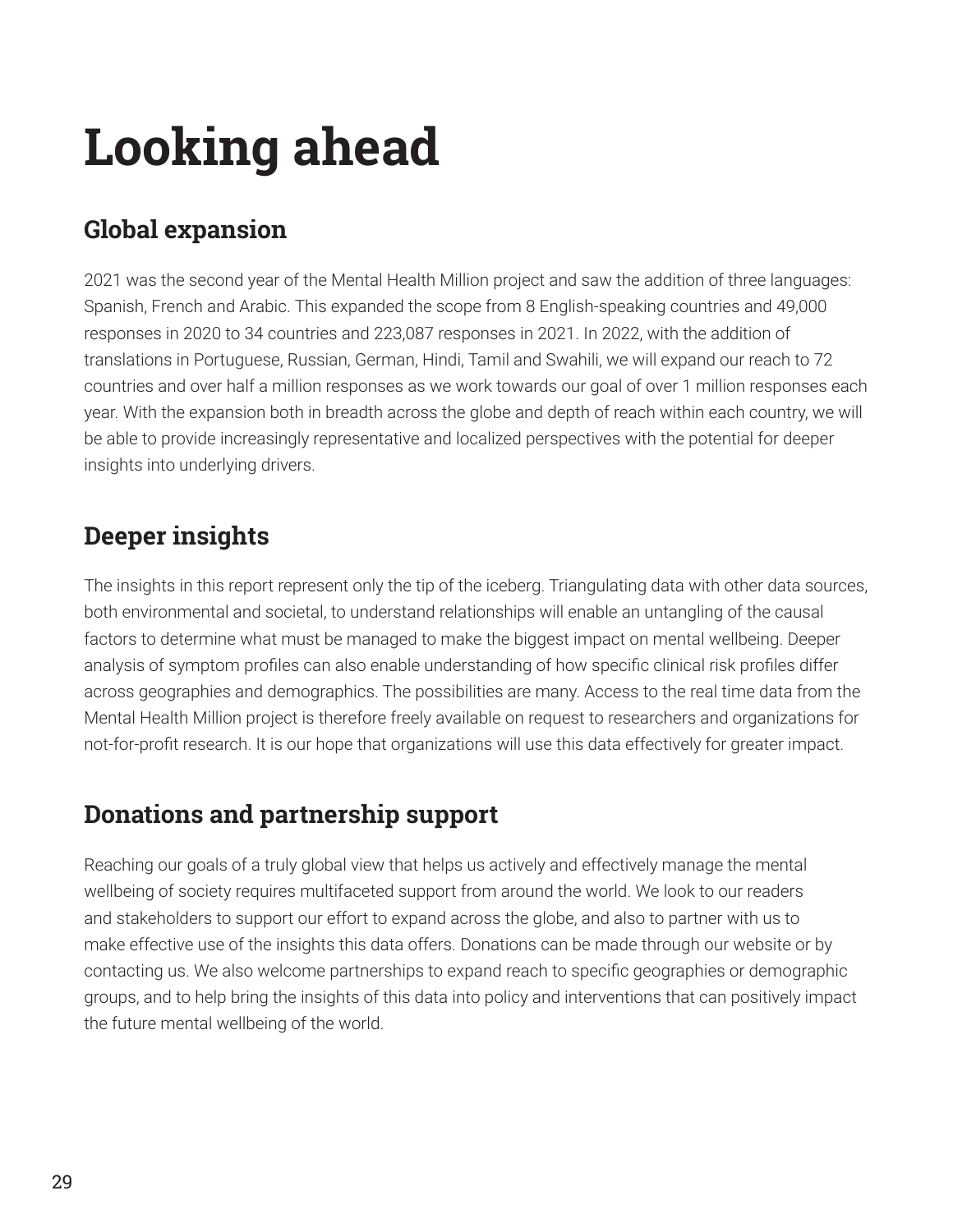# Looking ahead

## Global expansion

2021 was the second year of the Mental Health Million project and saw the addition of three languages: Spanish, French and Arabic. This expanded the scope from 8 English-speaking countries and 49,000 responses in 2020 to 34 countries and 223,087 responses in 2021. In 2022, with the addition of translations in Portuguese, Russian, German, Hindi, Tamil and Swahili, we will expand our reach to 72 countries and over half a million responses as we work towards our goal of over 1 million responses each year. With the expansion both in breadth across the globe and depth of reach within each country, we will be able to provide increasingly representative and localized perspectives with the potential for deeper insights into underlying drivers.

## Deeper insights

The insights in this report represent only the tip of the iceberg. Triangulating data with other data sources, both environmental and societal, to understand relationships will enable an untangling of the causal factors to determine what must be managed to make the biggest impact on mental wellbeing. Deeper analysis of symptom profiles can also enable understanding of how specific clinical risk profiles differ across geographies and demographics. The possibilities are many. Access to the real time data from the Mental Health Million project is therefore freely available on request to researchers and organizations for not-for-profit research. It is our hope that organizations will use this data effectively for greater impact.

## Donations and partnership support

Reaching our goals of a truly global view that helps us actively and effectively manage the mental wellbeing of society requires multifaceted support from around the world. We look to our readers and stakeholders to support our effort to expand across the globe, and also to partner with us to make effective use of the insights this data offers. Donations can be made through our website or by contacting us. We also welcome partnerships to expand reach to specific geographies or demographic groups, and to help bring the insights of this data into policy and interventions that can positively impact the future mental wellbeing of the world.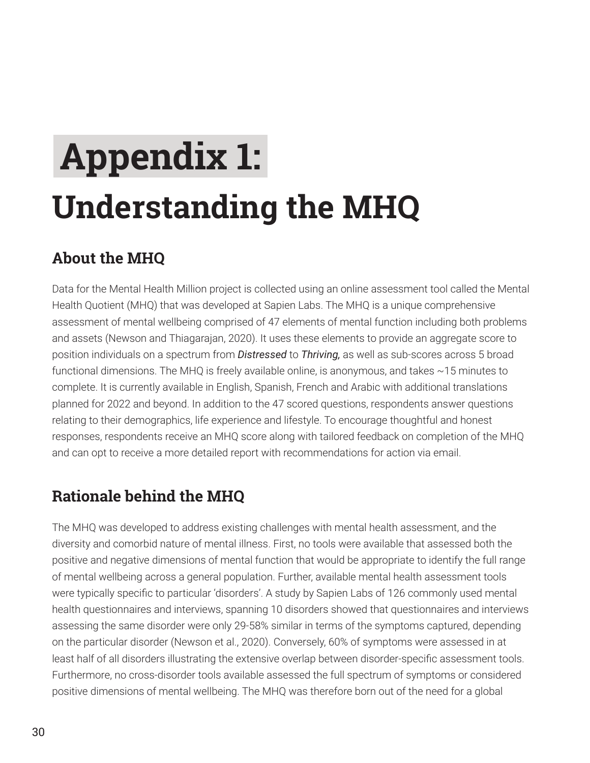# Appendix 1:
# Understanding the MHQ

## About the MHQ

Data for the Mental Health Million project is collected using an online assessment tool called the Mental Health Quotient (MHQ) that was developed at Sapien Labs. The MHQ is a unique comprehensive assessment of mental wellbeing comprised of 47 elements of mental function including both problems and assets (Newson and Thiagarajan, 2020). It uses these elements to provide an aggregate score to position individuals on a spectrum from ***Distressed*** to ***Thriving,*** as well as sub-scores across 5 broad functional dimensions. The MHQ is freely available online, is anonymous, and takes ~15 minutes to complete. It is currently available in English, Spanish, French and Arabic with additional translations planned for 2022 and beyond. In addition to the 47 scored questions, respondents answer questions relating to their demographics, life experience and lifestyle. To encourage thoughtful and honest responses, respondents receive an MHQ score along with tailored feedback on completion of the MHQ and can opt to receive a more detailed report with recommendations for action via email.

## Rationale behind the MHQ

The MHQ was developed to address existing challenges with mental health assessment, and the diversity and comorbid nature of mental illness. First, no tools were available that assessed both the positive and negative dimensions of mental function that would be appropriate to identify the full range of mental wellbeing across a general population. Further, available mental health assessment tools were typically specific to particular 'disorders'. A study by Sapien Labs of 126 commonly used mental health questionnaires and interviews, spanning 10 disorders showed that questionnaires and interviews assessing the same disorder were only 29-58% similar in terms of the symptoms captured, depending on the particular disorder (Newson et al., 2020). Conversely, 60% of symptoms were assessed in at least half of all disorders illustrating the extensive overlap between disorder-specific assessment tools. Furthermore, no cross-disorder tools available assessed the full spectrum of symptoms or considered positive dimensions of mental wellbeing. The MHQ was therefore born out of the need for a global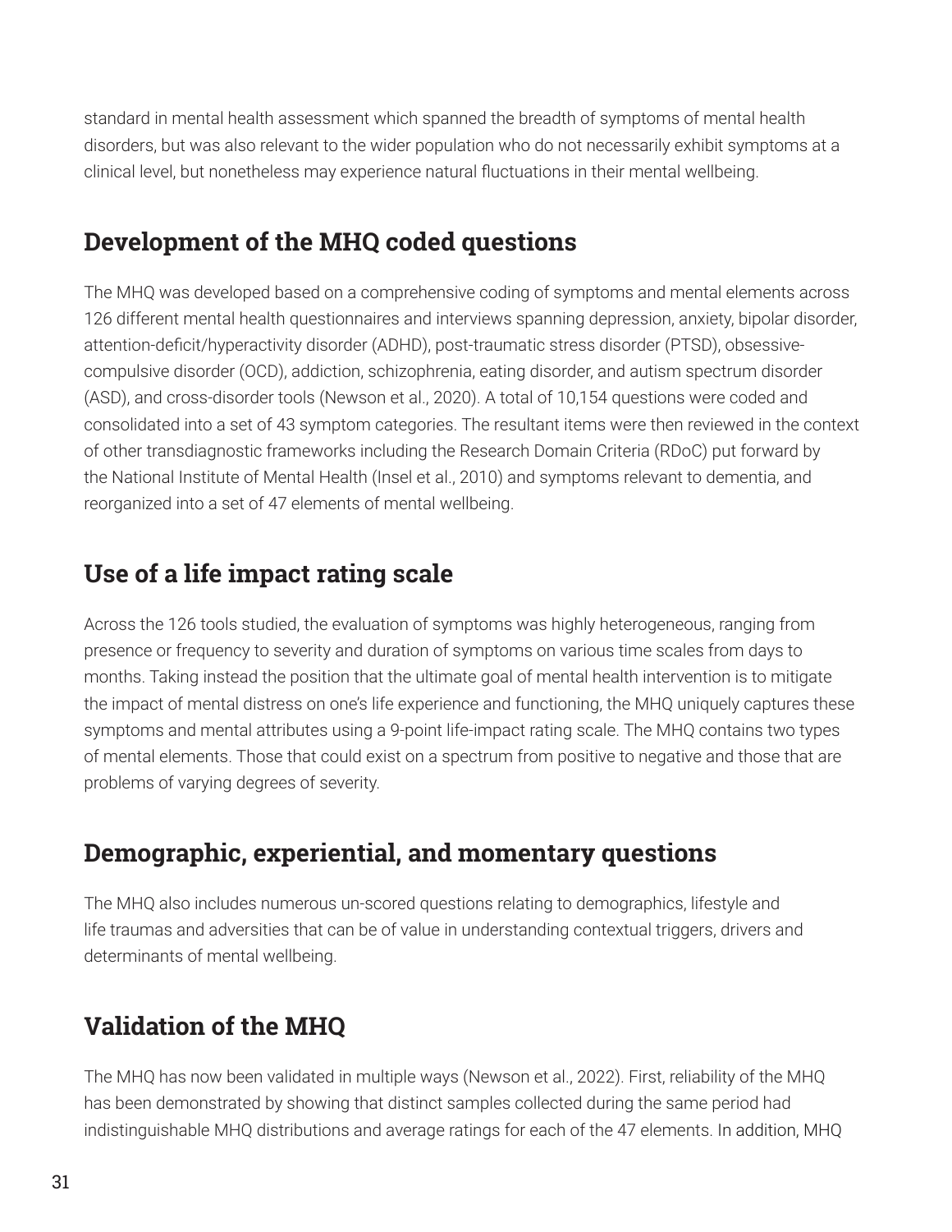standard in mental health assessment which spanned the breadth of symptoms of mental health disorders, but was also relevant to the wider population who do not necessarily exhibit symptoms at a clinical level, but nonetheless may experience natural fluctuations in their mental wellbeing.

## Development of the MHQ coded questions

The MHQ was developed based on a comprehensive coding of symptoms and mental elements across 126 different mental health questionnaires and interviews spanning depression, anxiety, bipolar disorder, attention-deficit/hyperactivity disorder (ADHD), post-traumatic stress disorder (PTSD), obsessive-compulsive disorder (OCD), addiction, schizophrenia, eating disorder, and autism spectrum disorder (ASD), and cross-disorder tools (Newson et al., 2020). A total of 10,154 questions were coded and consolidated into a set of 43 symptom categories. The resultant items were then reviewed in the context of other transdiagnostic frameworks including the Research Domain Criteria (RDoC) put forward by the National Institute of Mental Health (Insel et al., 2010) and symptoms relevant to dementia, and reorganized into a set of 47 elements of mental wellbeing.

## Use of a life impact rating scale

Across the 126 tools studied, the evaluation of symptoms was highly heterogeneous, ranging from presence or frequency to severity and duration of symptoms on various time scales from days to months. Taking instead the position that the ultimate goal of mental health intervention is to mitigate the impact of mental distress on one's life experience and functioning, the MHQ uniquely captures these symptoms and mental attributes using a 9-point life-impact rating scale. The MHQ contains two types of mental elements. Those that could exist on a spectrum from positive to negative and those that are problems of varying degrees of severity.

## Demographic, experiential, and momentary questions

The MHQ also includes numerous un-scored questions relating to demographics, lifestyle and life traumas and adversities that can be of value in understanding contextual triggers, drivers and determinants of mental wellbeing.

## Validation of the MHQ

The MHQ has now been validated in multiple ways (Newson et al., 2022). First, reliability of the MHQ has been demonstrated by showing that distinct samples collected during the same period had indistinguishable MHQ distributions and average ratings for each of the 47 elements. In addition, MHQ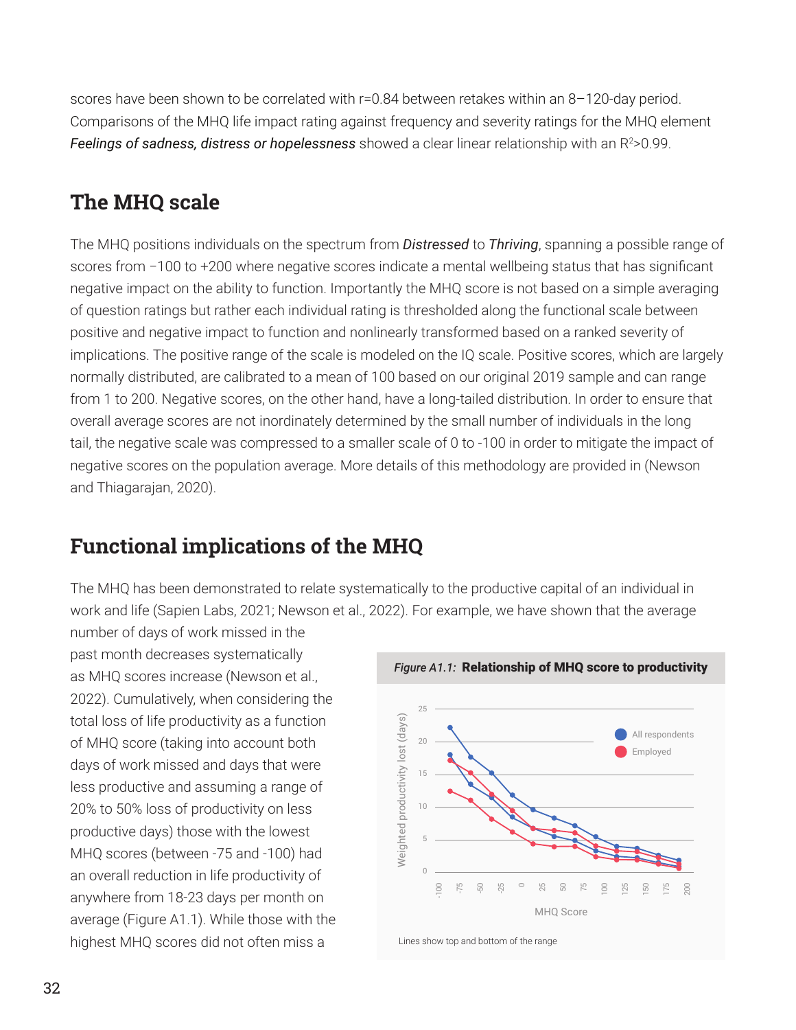scores have been shown to be correlated with r=0.84 between retakes within an 8–120-day period. Comparisons of the MHQ life impact rating against frequency and severity ratings for the MHQ element ***Feelings of sadness, distress or hopelessness*** showed a clear linear relationship with an $R^2$>0.99.

## The MHQ scale

The MHQ positions individuals on the spectrum from ***Distressed*** to ***Thriving***, spanning a possible range of scores from −100 to +200 where negative scores indicate a mental wellbeing status that has significant negative impact on the ability to function. Importantly the MHQ score is not based on a simple averaging of question ratings but rather each individual rating is thresholded along the functional scale between positive and negative impact to function and nonlinearly transformed based on a ranked severity of implications. The positive range of the scale is modeled on the IQ scale. Positive scores, which are largely normally distributed, are calibrated to a mean of 100 based on our original 2019 sample and can range from 1 to 200. Negative scores, on the other hand, have a long-tailed distribution. In order to ensure that overall average scores are not inordinately determined by the small number of individuals in the long tail, the negative scale was compressed to a smaller scale of 0 to -100 in order to mitigate the impact of negative scores on the population average. More details of this methodology are provided in (Newson and Thiagarajan, 2020).

## Functional implications of the MHQ

The MHQ has been demonstrated to relate systematically to the productive capital of an individual in work and life (Sapien Labs, 2021; Newson et al., 2022). For example, we have shown that the average number of days of work missed in the past month decreases systematically as MHQ scores increase (Newson et al., 2022). Cumulatively, when considering the total loss of life productivity as a function of MHQ score (taking into account both days of work missed and days that were less productive and assuming a range of 20% to 50% loss of productivity on less productive days) those with the lowest MHQ scores (between -75 and -100) had an overall reduction in life productivity of anywhere from 18-23 days per month on average (Figure A1.1). While those with the highest MHQ scores did not often miss a

*Figure A1.1:* **Relationship of MHQ score to productivity**

Lines show top and bottom of the range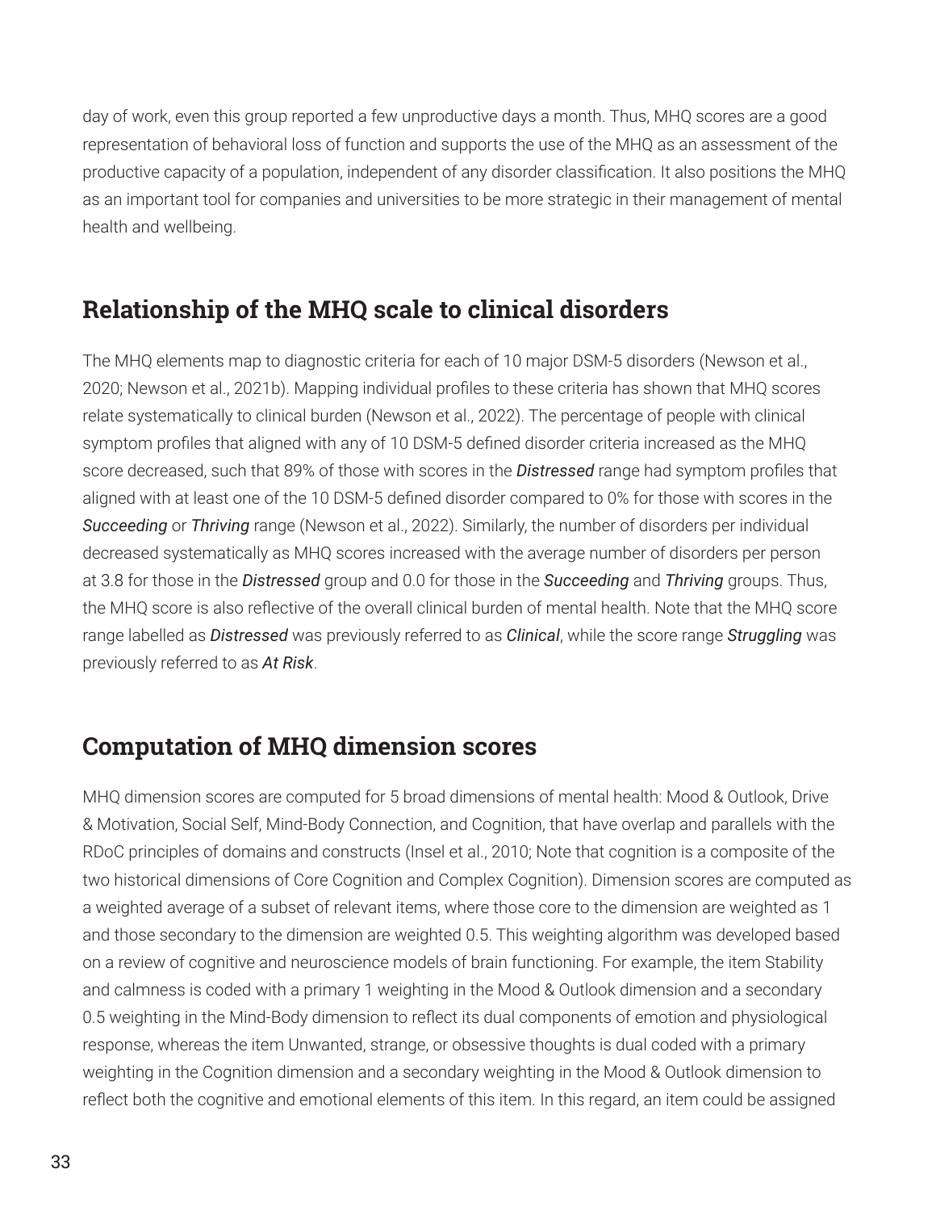day of work, even this group reported a few unproductive days a month. Thus, MHQ scores are a good representation of behavioral loss of function and supports the use of the MHQ as an assessment of the productive capacity of a population, independent of any disorder classification. It also positions the MHQ as an important tool for companies and universities to be more strategic in their management of mental health and wellbeing.

## Relationship of the MHQ scale to clinical disorders

The MHQ elements map to diagnostic criteria for each of 10 major DSM-5 disorders (Newson et al., 2020; Newson et al., 2021b). Mapping individual profiles to these criteria has shown that MHQ scores relate systematically to clinical burden (Newson et al., 2022). The percentage of people with clinical symptom profiles that aligned with any of 10 DSM-5 defined disorder criteria increased as the MHQ score decreased, such that 89% of those with scores in the ***Distressed*** range had symptom profiles that aligned with at least one of the 10 DSM-5 defined disorder compared to 0% for those with scores in the ***Succeeding*** or ***Thriving*** range (Newson et al., 2022). Similarly, the number of disorders per individual decreased systematically as MHQ scores increased with the average number of disorders per person at 3.8 for those in the ***Distressed*** group and 0.0 for those in the ***Succeeding*** and ***Thriving*** groups. Thus, the MHQ score is also reflective of the overall clinical burden of mental health. Note that the MHQ score range labelled as ***Distressed*** was previously referred to as ***Clinical***, while the score range ***Struggling*** was previously referred to as ***At Risk***.

## Computation of MHQ dimension scores

MHQ dimension scores are computed for 5 broad dimensions of mental health: Mood & Outlook, Drive & Motivation, Social Self, Mind-Body Connection, and Cognition, that have overlap and parallels with the RDoC principles of domains and constructs (Insel et al., 2010; Note that cognition is a composite of the two historical dimensions of Core Cognition and Complex Cognition). Dimension scores are computed as a weighted average of a subset of relevant items, where those core to the dimension are weighted as 1 and those secondary to the dimension are weighted 0.5. This weighting algorithm was developed based on a review of cognitive and neuroscience models of brain functioning. For example, the item Stability and calmness is coded with a primary 1 weighting in the Mood & Outlook dimension and a secondary 0.5 weighting in the Mind-Body dimension to reflect its dual components of emotion and physiological response, whereas the item Unwanted, strange, or obsessive thoughts is dual coded with a primary weighting in the Cognition dimension and a secondary weighting in the Mood & Outlook dimension to reflect both the cognitive and emotional elements of this item. In this regard, an item could be assigned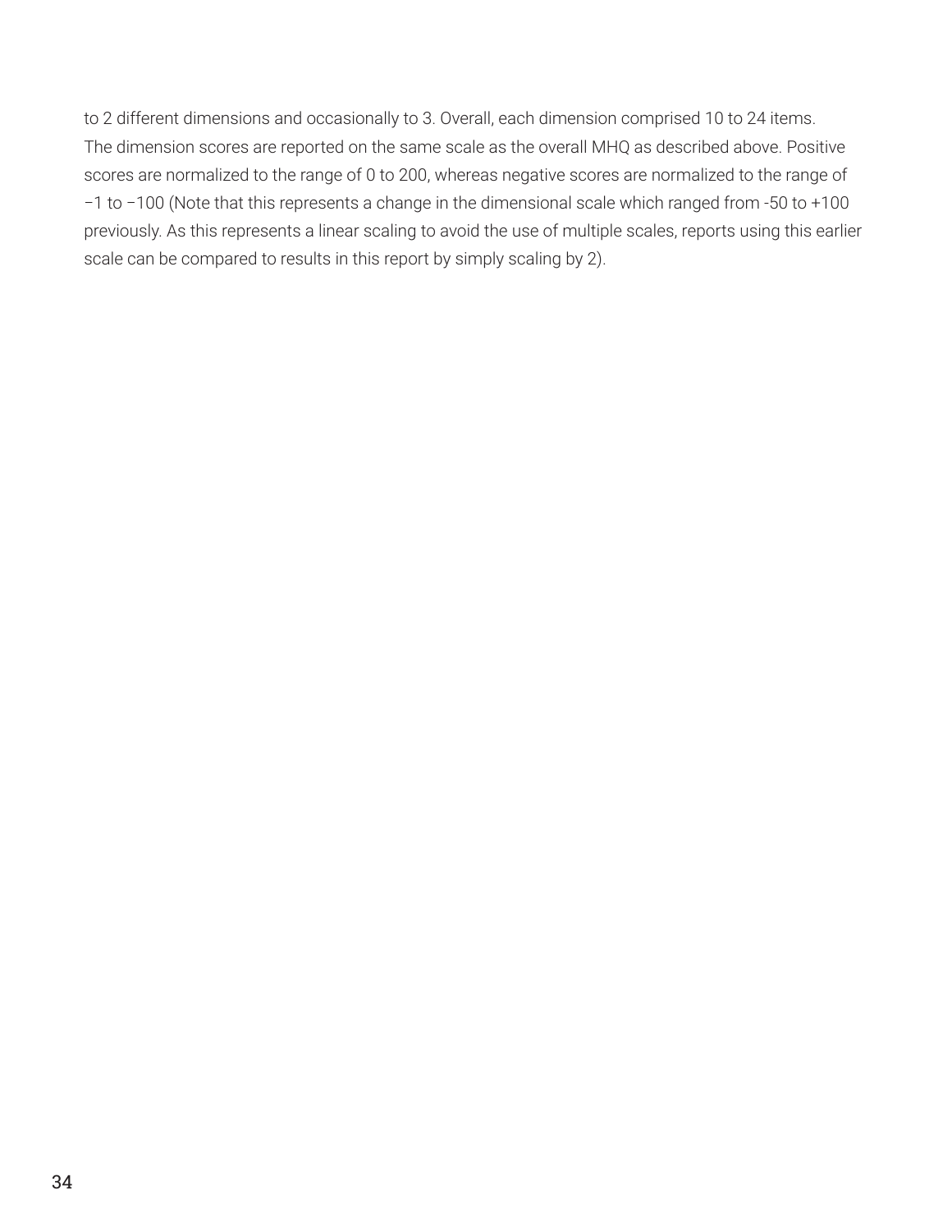to 2 different dimensions and occasionally to 3. Overall, each dimension comprised 10 to 24 items. The dimension scores are reported on the same scale as the overall MHQ as described above. Positive scores are normalized to the range of 0 to 200, whereas negative scores are normalized to the range of −1 to −100 (Note that this represents a change in the dimensional scale which ranged from -50 to +100 previously. As this represents a linear scaling to avoid the use of multiple scales, reports using this earlier scale can be compared to results in this report by simply scaling by 2).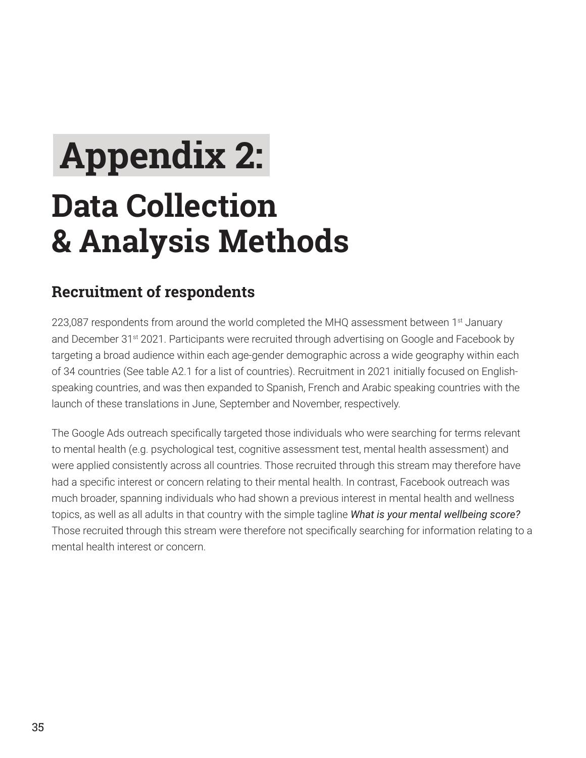# Appendix 2:

# Data Collection & Analysis Methods

## Recruitment of respondents

223,087 respondents from around the world completed the MHQ assessment between 1st January and December 31st 2021. Participants were recruited through advertising on Google and Facebook by targeting a broad audience within each age-gender demographic across a wide geography within each of 34 countries (See table A2.1 for a list of countries). Recruitment in 2021 initially focused on English-speaking countries, and was then expanded to Spanish, French and Arabic speaking countries with the launch of these translations in June, September and November, respectively.

The Google Ads outreach specifically targeted those individuals who were searching for terms relevant to mental health (e.g. psychological test, cognitive assessment test, mental health assessment) and were applied consistently across all countries. Those recruited through this stream may therefore have had a specific interest or concern relating to their mental health. In contrast, Facebook outreach was much broader, spanning individuals who had shown a previous interest in mental health and wellness topics, as well as all adults in that country with the simple tagline *What is your mental wellbeing score?* Those recruited through this stream were therefore not specifically searching for information relating to a mental health interest or concern.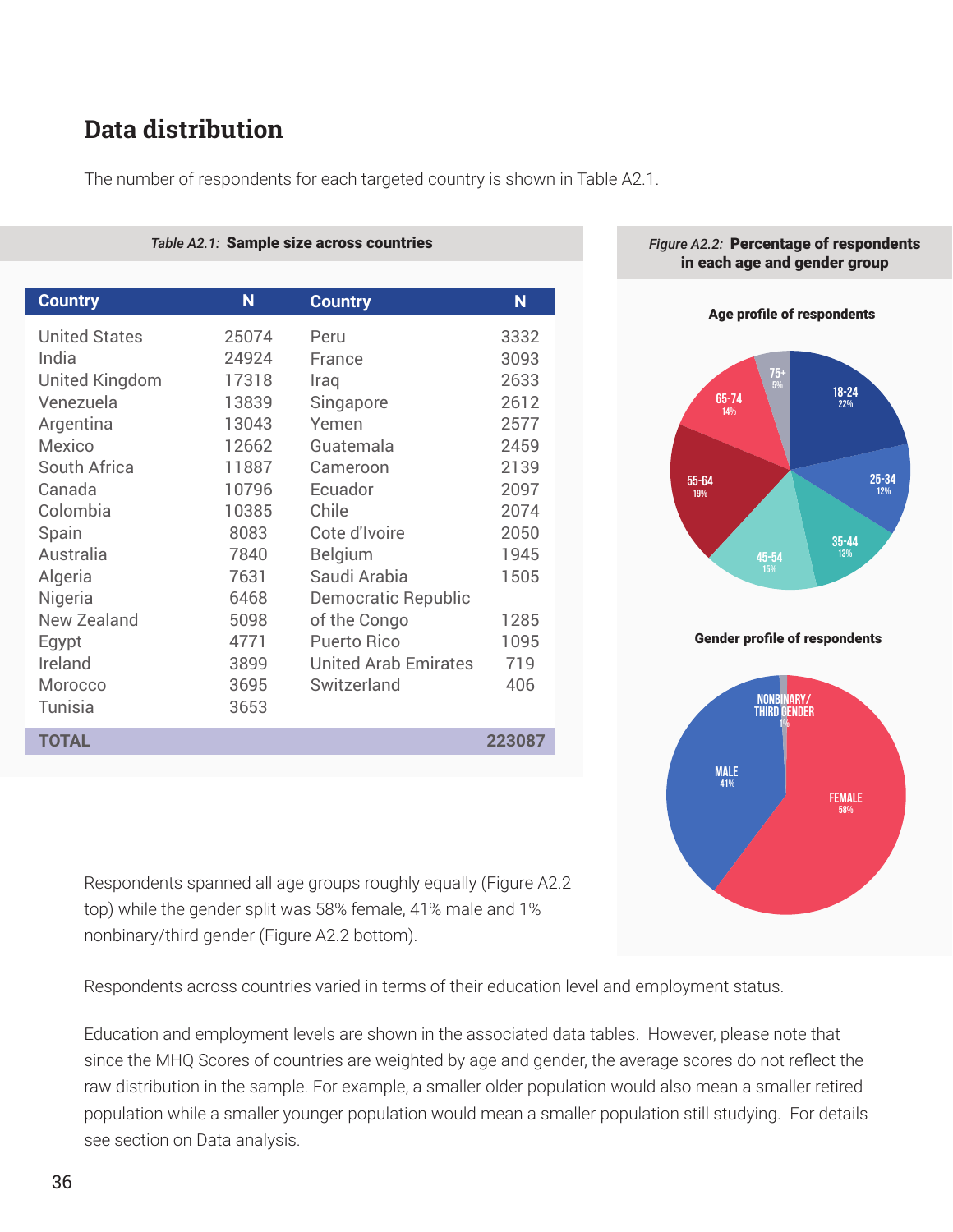## Data distribution

The number of respondents for each targeted country is shown in Table A2.1.

*Table A2.1:* **Sample size across countries**

| Country | N | Country | N |
|---|---|---|---|
| United States | 25074 | Peru | 3332 |
| India | 24924 | France | 3093 |
| United Kingdom | 17318 | Iraq | 2633 |
| Venezuela | 13839 | Singapore | 2612 |
| Argentina | 13043 | Yemen | 2577 |
| Mexico | 12662 | Guatemala | 2459 |
| South Africa | 11887 | Cameroon | 2139 |
| Canada | 10796 | Ecuador | 2097 |
| Colombia | 10385 | Chile | 2074 |
| Spain | 8083 | Cote d'Ivoire | 2050 |
| Australia | 7840 | Belgium | 1945 |
| Algeria | 7631 | Saudi Arabia | 1505 |
| Nigeria | 6468 | Democratic Republic of the Congo | 1285 |
| New Zealand | 5098 | Puerto Rico | 1095 |
| Egypt | 4771 | United Arab Emirates | 719 |
| Ireland | 3899 | Switzerland | 406 |
| Morocco | 3695 | | |
| Tunisia | 3653 | | |
| **TOTAL** | | | **223087** |

*Figure A2.2:* **Percentage of respondents in each age and gender group**

**Age profile of respondents**

18-24: 22%; 25-34: 12%; 35-44: 13%; 45-54: 15%; 55-64: 19%; 65-74: 14%; 75+: 5%

**Gender profile of respondents**

FEMALE: 58%; MALE: 41%; NONBINARY/THIRD GENDER: 1%

Respondents spanned all age groups roughly equally (Figure A2.2 top) while the gender split was 58% female, 41% male and 1% nonbinary/third gender (Figure A2.2 bottom).

Respondents across countries varied in terms of their education level and employment status.

Education and employment levels are shown in the associated data tables. However, please note that since the MHQ Scores of countries are weighted by age and gender, the average scores do not reflect the raw distribution in the sample. For example, a smaller older population would also mean a smaller retired population while a smaller younger population would mean a smaller population still studying. For details see section on Data analysis.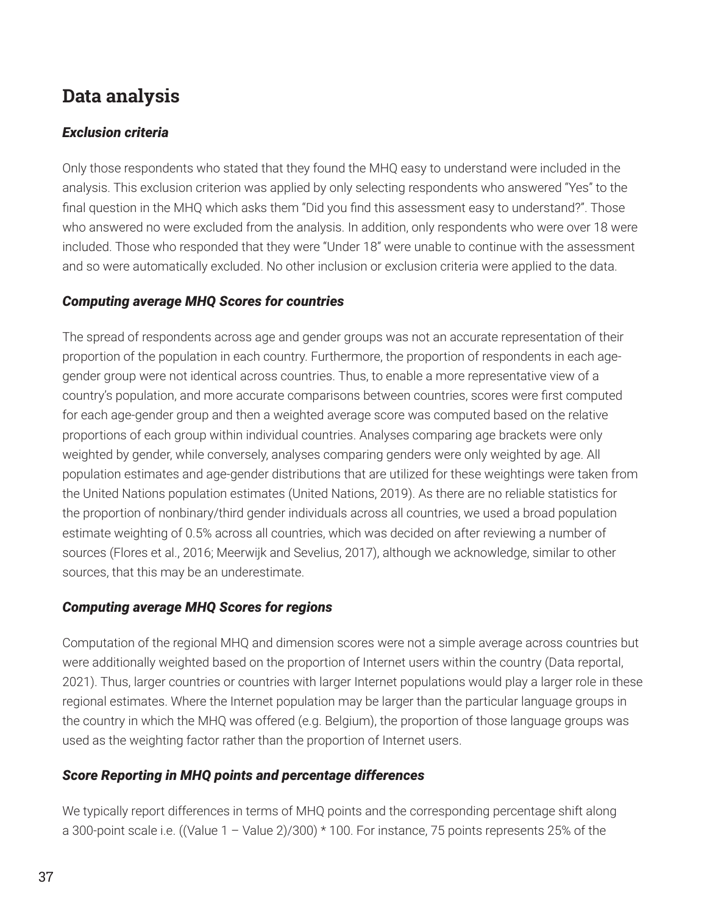## Data analysis

### *Exclusion criteria*

Only those respondents who stated that they found the MHQ easy to understand were included in the analysis. This exclusion criterion was applied by only selecting respondents who answered "Yes" to the final question in the MHQ which asks them "Did you find this assessment easy to understand?". Those who answered no were excluded from the analysis. In addition, only respondents who were over 18 were included. Those who responded that they were "Under 18" were unable to continue with the assessment and so were automatically excluded. No other inclusion or exclusion criteria were applied to the data.

### *Computing average MHQ Scores for countries*

The spread of respondents across age and gender groups was not an accurate representation of their proportion of the population in each country. Furthermore, the proportion of respondents in each age-gender group were not identical across countries. Thus, to enable a more representative view of a country's population, and more accurate comparisons between countries, scores were first computed for each age-gender group and then a weighted average score was computed based on the relative proportions of each group within individual countries. Analyses comparing age brackets were only weighted by gender, while conversely, analyses comparing genders were only weighted by age. All population estimates and age-gender distributions that are utilized for these weightings were taken from the United Nations population estimates (United Nations, 2019). As there are no reliable statistics for the proportion of nonbinary/third gender individuals across all countries, we used a broad population estimate weighting of 0.5% across all countries, which was decided on after reviewing a number of sources (Flores et al., 2016; Meerwijk and Sevelius, 2017), although we acknowledge, similar to other sources, that this may be an underestimate.

### *Computing average MHQ Scores for regions*

Computation of the regional MHQ and dimension scores were not a simple average across countries but were additionally weighted based on the proportion of Internet users within the country (Data reportal, 2021). Thus, larger countries or countries with larger Internet populations would play a larger role in these regional estimates. Where the Internet population may be larger than the particular language groups in the country in which the MHQ was offered (e.g. Belgium), the proportion of those language groups was used as the weighting factor rather than the proportion of Internet users.

### *Score Reporting in MHQ points and percentage differences*

We typically report differences in terms of MHQ points and the corresponding percentage shift along a 300-point scale i.e. ((Value 1 – Value 2)/300) * 100. For instance, 75 points represents 25% of the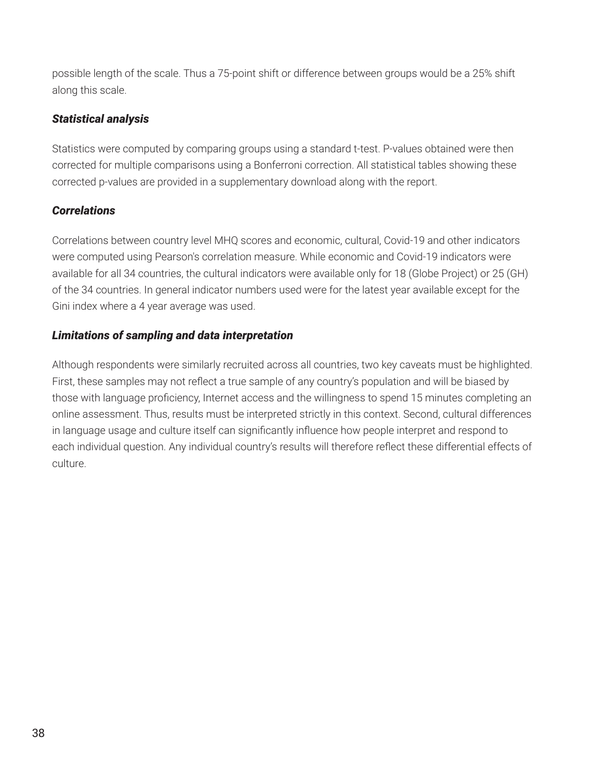possible length of the scale. Thus a 75-point shift or difference between groups would be a 25% shift along this scale.

### *Statistical analysis*

Statistics were computed by comparing groups using a standard t-test. P-values obtained were then corrected for multiple comparisons using a Bonferroni correction. All statistical tables showing these corrected p-values are provided in a supplementary download along with the report.

### *Correlations*

Correlations between country level MHQ scores and economic, cultural, Covid-19 and other indicators were computed using Pearson's correlation measure. While economic and Covid-19 indicators were available for all 34 countries, the cultural indicators were available only for 18 (Globe Project) or 25 (GH) of the 34 countries. In general indicator numbers used were for the latest year available except for the Gini index where a 4 year average was used.

### *Limitations of sampling and data interpretation*

Although respondents were similarly recruited across all countries, two key caveats must be highlighted. First, these samples may not reflect a true sample of any country's population and will be biased by those with language proficiency, Internet access and the willingness to spend 15 minutes completing an online assessment. Thus, results must be interpreted strictly in this context. Second, cultural differences in language usage and culture itself can significantly influence how people interpret and respond to each individual question. Any individual country's results will therefore reflect these differential effects of culture.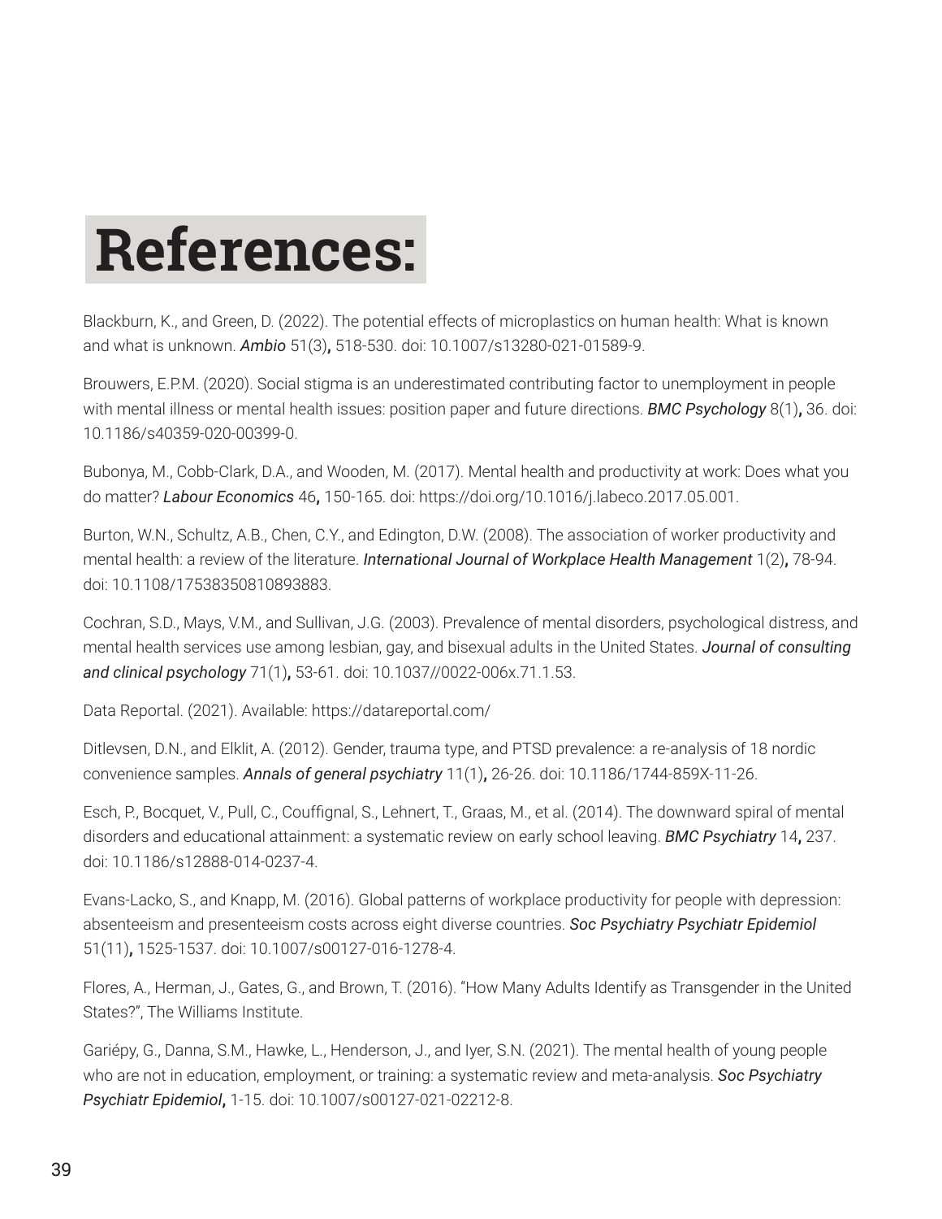# References:

Blackburn, K., and Green, D. (2022). The potential effects of microplastics on human health: What is known and what is unknown. ***Ambio*** 51(3)**,** 518-530. doi: 10.1007/s13280-021-01589-9.

Brouwers, E.P.M. (2020). Social stigma is an underestimated contributing factor to unemployment in people with mental illness or mental health issues: position paper and future directions. ***BMC Psychology*** 8(1)**,** 36. doi: 10.1186/s40359-020-00399-0.

Bubonya, M., Cobb-Clark, D.A., and Wooden, M. (2017). Mental health and productivity at work: Does what you do matter? ***Labour Economics*** 46**,** 150-165. doi: https://doi.org/10.1016/j.labeco.2017.05.001.

Burton, W.N., Schultz, A.B., Chen, C.Y., and Edington, D.W. (2008). The association of worker productivity and mental health: a review of the literature. ***International Journal of Workplace Health Management*** 1(2)**,** 78-94. doi: 10.1108/17538350810893883.

Cochran, S.D., Mays, V.M., and Sullivan, J.G. (2003). Prevalence of mental disorders, psychological distress, and mental health services use among lesbian, gay, and bisexual adults in the United States. ***Journal of consulting and clinical psychology*** 71(1)**,** 53-61. doi: 10.1037//0022-006x.71.1.53.

Data Reportal. (2021). Available: https://datareportal.com/

Ditlevsen, D.N., and Elklit, A. (2012). Gender, trauma type, and PTSD prevalence: a re-analysis of 18 nordic convenience samples. ***Annals of general psychiatry*** 11(1)**,** 26-26. doi: 10.1186/1744-859X-11-26.

Esch, P., Bocquet, V., Pull, C., Couffignal, S., Lehnert, T., Graas, M., et al. (2014). The downward spiral of mental disorders and educational attainment: a systematic review on early school leaving. ***BMC Psychiatry*** 14**,** 237. doi: 10.1186/s12888-014-0237-4.

Evans-Lacko, S., and Knapp, M. (2016). Global patterns of workplace productivity for people with depression: absenteeism and presenteeism costs across eight diverse countries. ***Soc Psychiatry Psychiatr Epidemiol*** 51(11)**,** 1525-1537. doi: 10.1007/s00127-016-1278-4.

Flores, A., Herman, J., Gates, G., and Brown, T. (2016). "How Many Adults Identify as Transgender in the United States?", The Williams Institute.

Gariépy, G., Danna, S.M., Hawke, L., Henderson, J., and Iyer, S.N. (2021). The mental health of young people who are not in education, employment, or training: a systematic review and meta-analysis. ***Soc Psychiatry Psychiatr Epidemiol*****,** 1-15. doi: 10.1007/s00127-021-02212-8.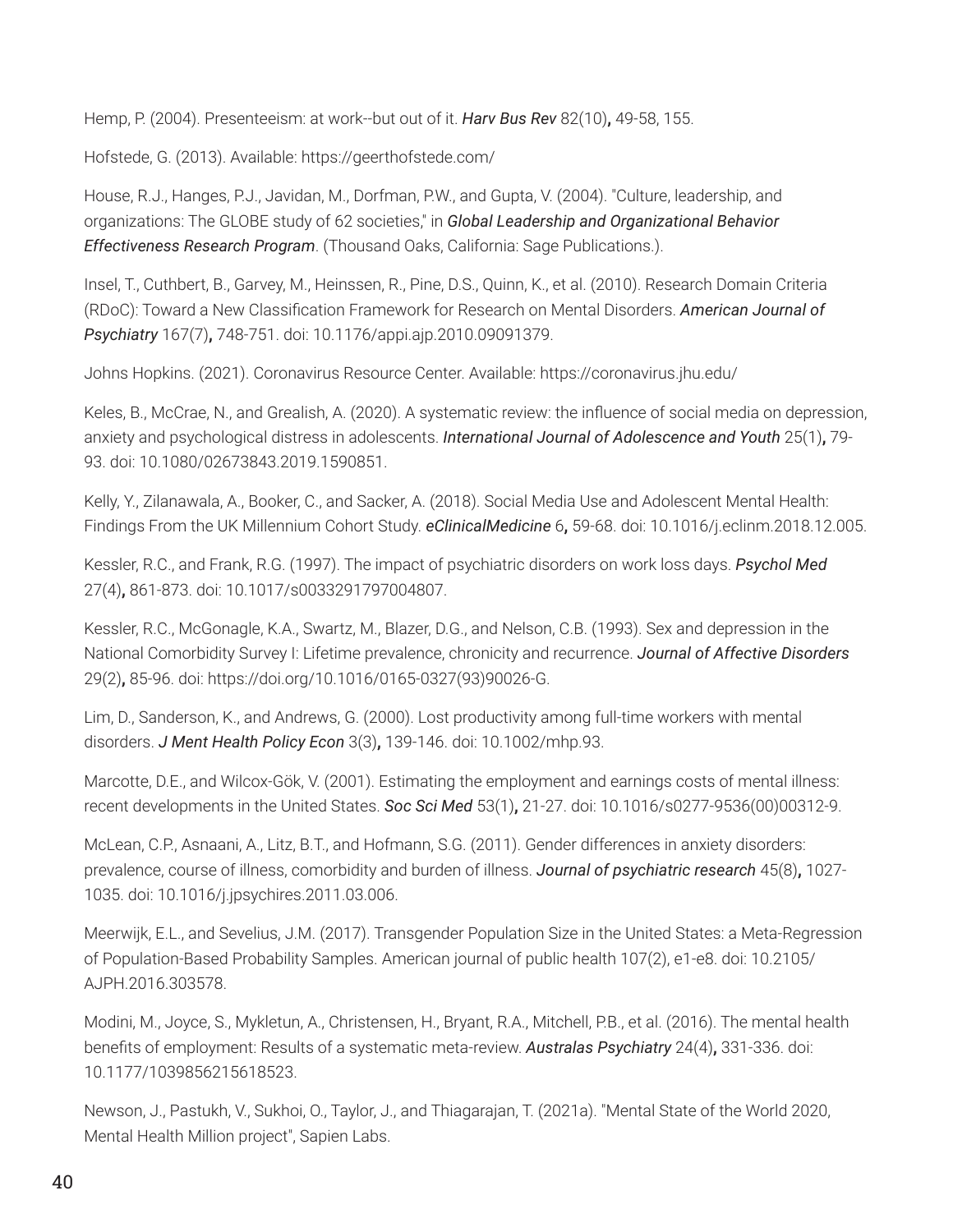Hemp, P. (2004). Presenteeism: at work--but out of it. ***Harv Bus Rev*** 82(10)**,** 49-58, 155.

Hofstede, G. (2013). Available: https://geerthofstede.com/

House, R.J., Hanges, P.J., Javidan, M., Dorfman, P.W., and Gupta, V. (2004). "Culture, leadership, and organizations: The GLOBE study of 62 societies," in ***Global Leadership and Organizational Behavior Effectiveness Research Program***. (Thousand Oaks, California: Sage Publications.).

Insel, T., Cuthbert, B., Garvey, M., Heinssen, R., Pine, D.S., Quinn, K., et al. (2010). Research Domain Criteria (RDoC): Toward a New Classification Framework for Research on Mental Disorders. ***American Journal of Psychiatry*** 167(7)**,** 748-751. doi: 10.1176/appi.ajp.2010.09091379.

Johns Hopkins. (2021). Coronavirus Resource Center. Available: https://coronavirus.jhu.edu/

Keles, B., McCrae, N., and Grealish, A. (2020). A systematic review: the influence of social media on depression, anxiety and psychological distress in adolescents. ***International Journal of Adolescence and Youth*** 25(1)**,** 79-93. doi: 10.1080/02673843.2019.1590851.

Kelly, Y., Zilanawala, A., Booker, C., and Sacker, A. (2018). Social Media Use and Adolescent Mental Health: Findings From the UK Millennium Cohort Study. ***eClinicalMedicine*** 6**,** 59-68. doi: 10.1016/j.eclinm.2018.12.005.

Kessler, R.C., and Frank, R.G. (1997). The impact of psychiatric disorders on work loss days. ***Psychol Med*** 27(4)**,** 861-873. doi: 10.1017/s0033291797004807.

Kessler, R.C., McGonagle, K.A., Swartz, M., Blazer, D.G., and Nelson, C.B. (1993). Sex and depression in the National Comorbidity Survey I: Lifetime prevalence, chronicity and recurrence. ***Journal of Affective Disorders*** 29(2)**,** 85-96. doi: https://doi.org/10.1016/0165-0327(93)90026-G.

Lim, D., Sanderson, K., and Andrews, G. (2000). Lost productivity among full-time workers with mental disorders. ***J Ment Health Policy Econ*** 3(3)**,** 139-146. doi: 10.1002/mhp.93.

Marcotte, D.E., and Wilcox-Gök, V. (2001). Estimating the employment and earnings costs of mental illness: recent developments in the United States. ***Soc Sci Med*** 53(1)**,** 21-27. doi: 10.1016/s0277-9536(00)00312-9.

McLean, C.P., Asnaani, A., Litz, B.T., and Hofmann, S.G. (2011). Gender differences in anxiety disorders: prevalence, course of illness, comorbidity and burden of illness. ***Journal of psychiatric research*** 45(8)**,** 1027-1035. doi: 10.1016/j.jpsychires.2011.03.006.

Meerwijk, E.L., and Sevelius, J.M. (2017). Transgender Population Size in the United States: a Meta-Regression of Population-Based Probability Samples. American journal of public health 107(2), e1-e8. doi: 10.2105/AJPH.2016.303578.

Modini, M., Joyce, S., Mykletun, A., Christensen, H., Bryant, R.A., Mitchell, P.B., et al. (2016). The mental health benefits of employment: Results of a systematic meta-review. ***Australas Psychiatry*** 24(4)**,** 331-336. doi: 10.1177/1039856215618523.

Newson, J., Pastukh, V., Sukhoi, O., Taylor, J., and Thiagarajan, T. (2021a). "Mental State of the World 2020, Mental Health Million project", Sapien Labs.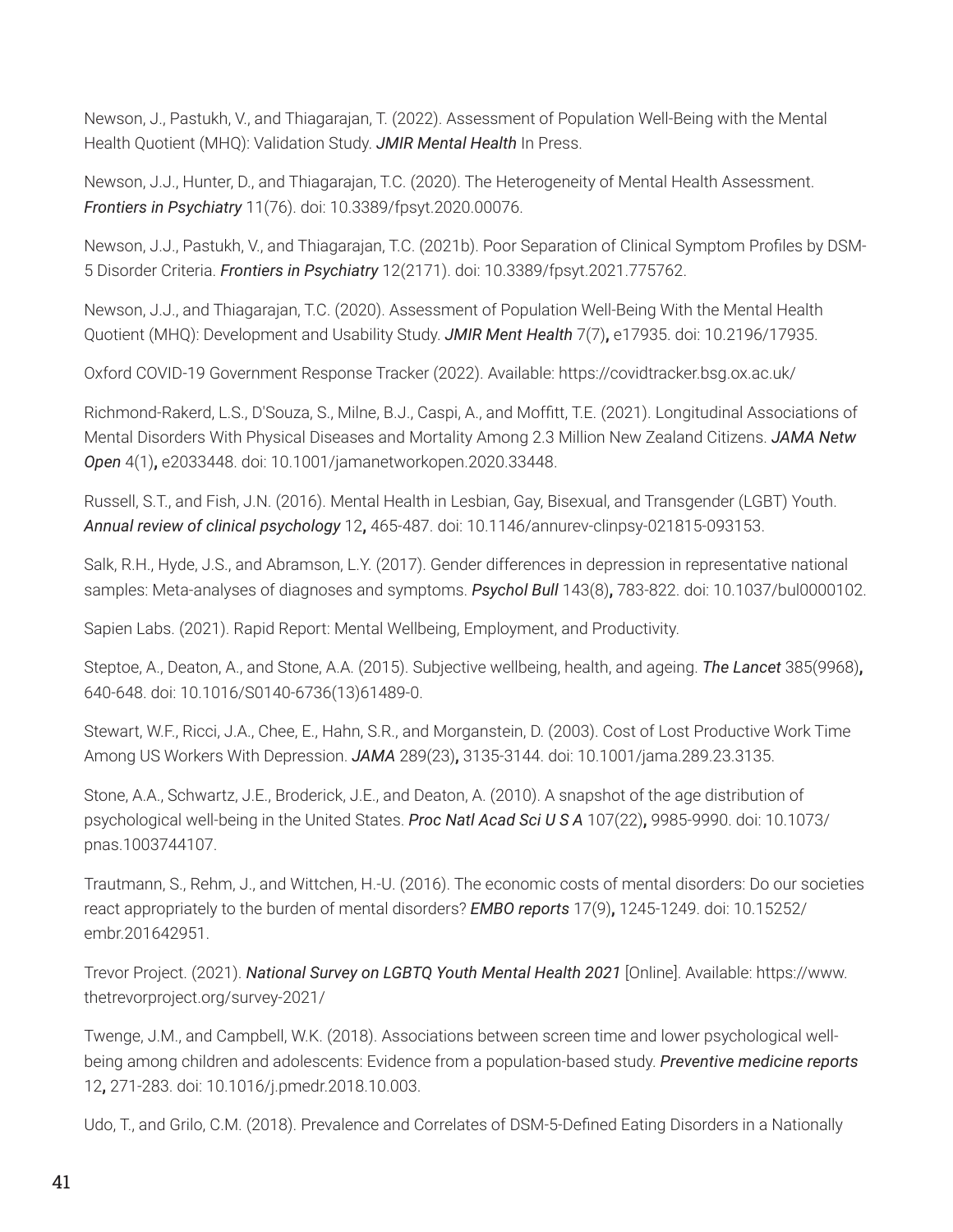Newson, J., Pastukh, V., and Thiagarajan, T. (2022). Assessment of Population Well-Being with the Mental Health Quotient (MHQ): Validation Study. ***JMIR Mental Health*** In Press.

Newson, J.J., Hunter, D., and Thiagarajan, T.C. (2020). The Heterogeneity of Mental Health Assessment. ***Frontiers in Psychiatry*** 11(76). doi: 10.3389/fpsyt.2020.00076.

Newson, J.J., Pastukh, V., and Thiagarajan, T.C. (2021b). Poor Separation of Clinical Symptom Profiles by DSM-5 Disorder Criteria. ***Frontiers in Psychiatry*** 12(2171). doi: 10.3389/fpsyt.2021.775762.

Newson, J.J., and Thiagarajan, T.C. (2020). Assessment of Population Well-Being With the Mental Health Quotient (MHQ): Development and Usability Study. ***JMIR Ment Health*** 7(7)**,** e17935. doi: 10.2196/17935.

Oxford COVID-19 Government Response Tracker (2022). Available: https://covidtracker.bsg.ox.ac.uk/

Richmond-Rakerd, L.S., D'Souza, S., Milne, B.J., Caspi, A., and Moffitt, T.E. (2021). Longitudinal Associations of Mental Disorders With Physical Diseases and Mortality Among 2.3 Million New Zealand Citizens. ***JAMA Netw Open*** 4(1)**,** e2033448. doi: 10.1001/jamanetworkopen.2020.33448.

Russell, S.T., and Fish, J.N. (2016). Mental Health in Lesbian, Gay, Bisexual, and Transgender (LGBT) Youth. ***Annual review of clinical psychology*** 12**,** 465-487. doi: 10.1146/annurev-clinpsy-021815-093153.

Salk, R.H., Hyde, J.S., and Abramson, L.Y. (2017). Gender differences in depression in representative national samples: Meta-analyses of diagnoses and symptoms. ***Psychol Bull*** 143(8)**,** 783-822. doi: 10.1037/bul0000102.

Sapien Labs. (2021). Rapid Report: Mental Wellbeing, Employment, and Productivity.

Steptoe, A., Deaton, A., and Stone, A.A. (2015). Subjective wellbeing, health, and ageing. ***The Lancet*** 385(9968)**,** 640-648. doi: 10.1016/S0140-6736(13)61489-0.

Stewart, W.F., Ricci, J.A., Chee, E., Hahn, S.R., and Morganstein, D. (2003). Cost of Lost Productive Work Time Among US Workers With Depression. ***JAMA*** 289(23)**,** 3135-3144. doi: 10.1001/jama.289.23.3135.

Stone, A.A., Schwartz, J.E., Broderick, J.E., and Deaton, A. (2010). A snapshot of the age distribution of psychological well-being in the United States. ***Proc Natl Acad Sci U S A*** 107(22)**,** 9985-9990. doi: 10.1073/pnas.1003744107.

Trautmann, S., Rehm, J., and Wittchen, H.-U. (2016). The economic costs of mental disorders: Do our societies react appropriately to the burden of mental disorders? ***EMBO reports*** 17(9)**,** 1245-1249. doi: 10.15252/embr.201642951.

Trevor Project. (2021). ***National Survey on LGBTQ Youth Mental Health 2021*** [Online]. Available: https://www.thetrevorproject.org/survey-2021/

Twenge, J.M., and Campbell, W.K. (2018). Associations between screen time and lower psychological well-being among children and adolescents: Evidence from a population-based study. ***Preventive medicine reports*** 12**,** 271-283. doi: 10.1016/j.pmedr.2018.10.003.

Udo, T., and Grilo, C.M. (2018). Prevalence and Correlates of DSM-5-Defined Eating Disorders in a Nationally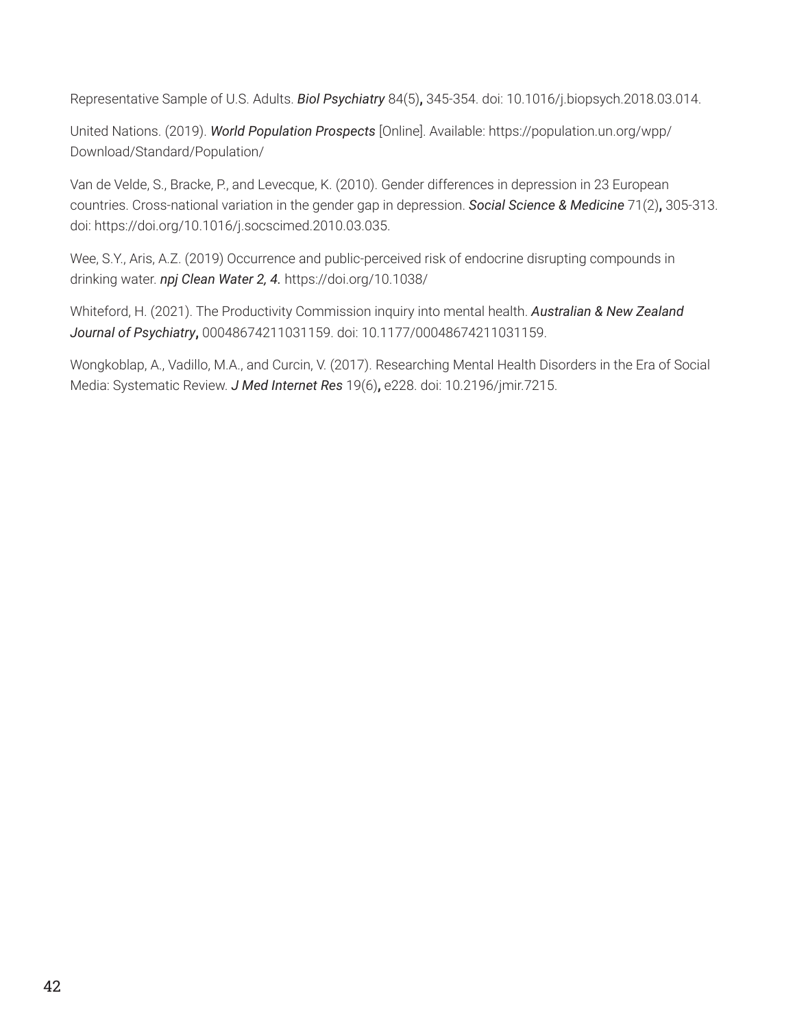Representative Sample of U.S. Adults. ***Biol Psychiatry*** 84(5)**,** 345-354. doi: 10.1016/j.biopsych.2018.03.014.

United Nations. (2019). ***World Population Prospects*** [Online]. Available: https://population.un.org/wpp/Download/Standard/Population/

Van de Velde, S., Bracke, P., and Levecque, K. (2010). Gender differences in depression in 23 European countries. Cross-national variation in the gender gap in depression. ***Social Science & Medicine*** 71(2)**,** 305-313. doi: https://doi.org/10.1016/j.socscimed.2010.03.035.

Wee, S.Y., Aris, A.Z. (2019) Occurrence and public-perceived risk of endocrine disrupting compounds in drinking water. ***npj Clean Water 2, 4.*** https://doi.org/10.1038/

Whiteford, H. (2021). The Productivity Commission inquiry into mental health. ***Australian & New Zealand Journal of Psychiatry*****,** 00048674211031159. doi: 10.1177/00048674211031159.

Wongkoblap, A., Vadillo, M.A., and Curcin, V. (2017). Researching Mental Health Disorders in the Era of Social Media: Systematic Review. ***J Med Internet Res*** 19(6)**,** e228. doi: 10.2196/jmir.7215.